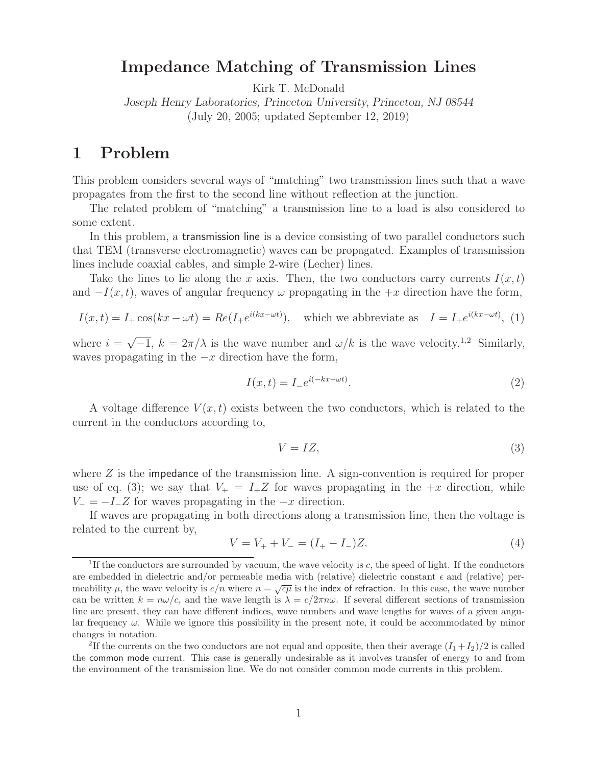# Impedance Matching of Transmission Lines

Kirk T. McDonald

*Joseph Henry Laboratories, Princeton University, Princeton, NJ 08544*

(July 20, 2005; updated September 12, 2019)

## 1 Problem

This problem considers several ways of "matching" two transmission lines such that a wave propagates from the first to the second line without reflection at the junction.

The related problem of "matching" a transmission line to a load is also considered to some extent.

In this problem, a transmission line is a device consisting of two parallel conductors such that TEM (transverse electromagnetic) waves can be propagated. Examples of transmission lines include coaxial cables, and simple 2-wire (Lecher) lines.

Take the lines to lie along the $x$ axis. Then, the two conductors carry currents $I(x,t)$ and $-I(x,t)$, waves of angular frequency $\omega$ propagating in the $+x$ direction have the form,

$$I(x,t) = I_+ \cos(kx - \omega t) = Re(I_+ e^{i(kx-\omega t)}), \quad \text{which we abbreviate as} \quad I = I_+ e^{i(kx-\omega t)}, \tag{1}$$

where $i = \sqrt{-1}$, $k = 2\pi/\lambda$ is the wave number and $\omega/k$ is the wave velocity.[1,2] Similarly, waves propagating in the $-x$ direction have the form,

$$I(x,t) = I_- e^{i(-kx-\omega t)}. \tag{2}$$

A voltage difference $V(x,t)$ exists between the two conductors, which is related to the current in the conductors according to,

$$V = IZ, \tag{3}$$

where $Z$ is the impedance of the transmission line. A sign-convention is required for proper use of eq. (3); we say that $V_+ = I_+ Z$ for waves propagating in the $+x$ direction, while $V_- = -I_- Z$ for waves propagating in the $-x$ direction.

If waves are propagating in both directions along a transmission line, then the voltage is related to the current by,

$$V = V_+ + V_- = (I_+ - I_-)Z. \tag{4}$$

[1] If the conductors are surrounded by vacuum, the wave velocity is $c$, the speed of light. If the conductors are embedded in dielectric and/or permeable media with (relative) dielectric constant $\epsilon$ and (relative) permeability $\mu$, the wave velocity is $c/n$ where $n = \sqrt{\epsilon\mu}$ is the index of refraction. In this case, the wave number can be written $k = n\omega/c$, and the wave length is $\lambda = c/2\pi n\omega$. If several different sections of transmission line are present, they can have different indices, wave numbers and wave lengths for waves of a given angular frequency $\omega$. While we ignore this possibility in the present note, it could be accommodated by minor changes in notation.

[2] If the currents on the two conductors are not equal and opposite, then their average $(I_1 + I_2)/2$ is called the common mode current. This case is generally undesirable as it involves transfer of energy to and from the environment of the transmission line. We do not consider common mode currents in this problem.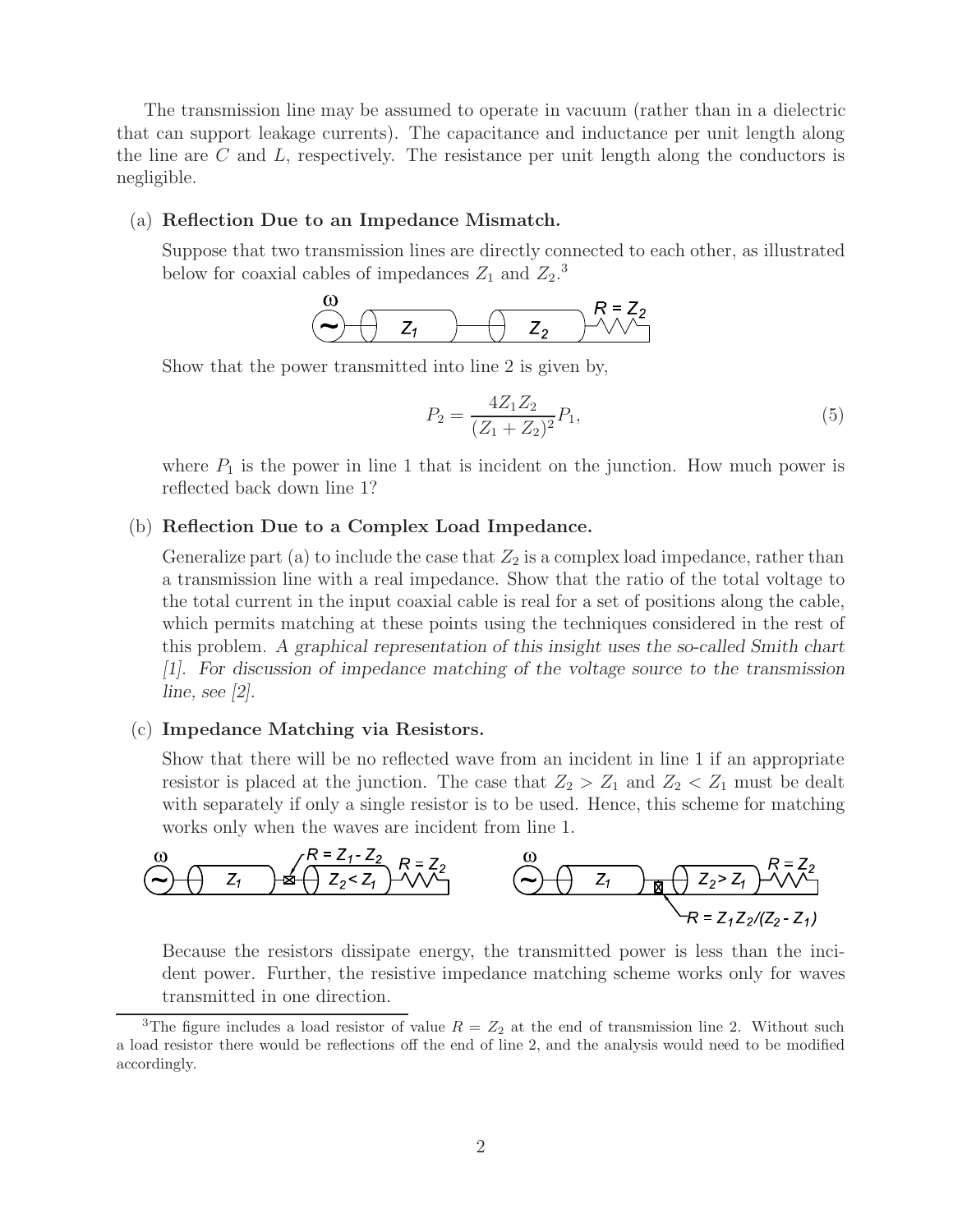The transmission line may be assumed to operate in vacuum (rather than in a dielectric that can support leakage currents). The capacitance and inductance per unit length along the line are $C$ and $L$, respectively. The resistance per unit length along the conductors is negligible.

(a) **Reflection Due to an Impedance Mismatch.**

Suppose that two transmission lines are directly connected to each other, as illustrated below for coaxial cables of impedances $Z_1$ and $Z_2$.[3]

Show that the power transmitted into line 2 is given by,

$$P_2 = \frac{4Z_1 Z_2}{(Z_1 + Z_2)^2} P_1, \tag{5}$$

where $P_1$ is the power in line 1 that is incident on the junction. How much power is reflected back down line 1?

(b) **Reflection Due to a Complex Load Impedance.**

Generalize part (a) to include the case that $Z_2$ is a complex load impedance, rather than a transmission line with a real impedance. Show that the ratio of the total voltage to the total current in the input coaxial cable is real for a set of positions along the cable, which permits matching at these points using the techniques considered in the rest of this problem. *A graphical representation of this insight uses the so-called Smith chart [1]. For discussion of impedance matching of the voltage source to the transmission line, see [2].*

(c) **Impedance Matching via Resistors.**

Show that there will be no reflected wave from an incident in line 1 if an appropriate resistor is placed at the junction. The case that $Z_2 > Z_1$ and $Z_2 < Z_1$ must be dealt with separately if only a single resistor is to be used. Hence, this scheme for matching works only when the waves are incident from line 1.

Because the resistors dissipate energy, the transmitted power is less than the incident power. Further, the resistive impedance matching scheme works only for waves transmitted in one direction.

---

[3] The figure includes a load resistor of value $R = Z_2$ at the end of transmission line 2. Without such a load resistor there would be reflections off the end of line 2, and the analysis would need to be modified accordingly.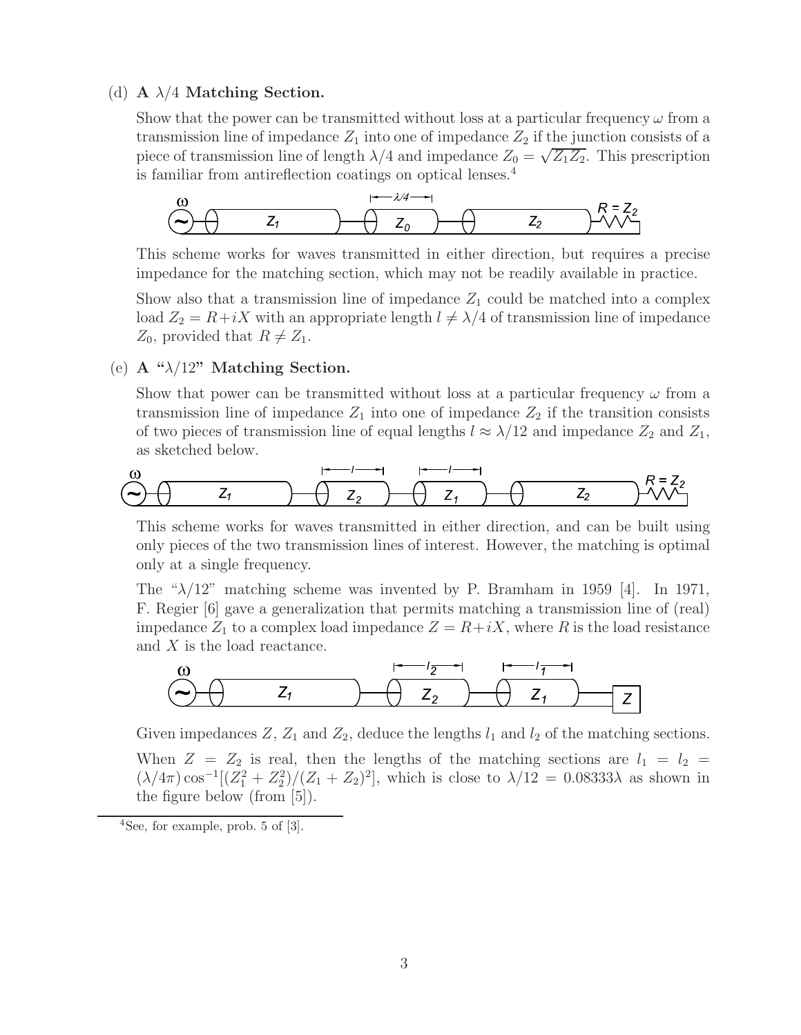(d) **A $\lambda/4$ Matching Section.**

Show that the power can be transmitted without loss at a particular frequency $\omega$ from a transmission line of impedance $Z_1$ into one of impedance $Z_2$ if the junction consists of a piece of transmission line of length $\lambda/4$ and impedance $Z_0 = \sqrt{Z_1 Z_2}$. This prescription is familiar from antireflection coatings on optical lenses.[4]

This scheme works for waves transmitted in either direction, but requires a precise impedance for the matching section, which may not be readily available in practice.

Show also that a transmission line of impedance $Z_1$ could be matched into a complex load $Z_2 = R + iX$ with an appropriate length $l \neq \lambda/4$ of transmission line of impedance $Z_0$, provided that $R \neq Z_1$.

(e) **A "$\lambda/12$" Matching Section.**

Show that power can be transmitted without loss at a particular frequency $\omega$ from a transmission line of impedance $Z_1$ into one of impedance $Z_2$ if the transition consists of two pieces of transmission line of equal lengths $l \approx \lambda/12$ and impedance $Z_2$ and $Z_1$, as sketched below.

This scheme works for waves transmitted in either direction, and can be built using only pieces of the two transmission lines of interest. However, the matching is optimal only at a single frequency.

The "$\lambda/12$" matching scheme was invented by P. Bramham in 1959 [4]. In 1971, F. Regier [6] gave a generalization that permits matching a transmission line of (real) impedance $Z_1$ to a complex load impedance $Z = R + iX$, where $R$ is the load resistance and $X$ is the load reactance.

Given impedances $Z$, $Z_1$ and $Z_2$, deduce the lengths $l_1$ and $l_2$ of the matching sections.

When $Z = Z_2$ is real, then the lengths of the matching sections are $l_1 = l_2 = (\lambda/4\pi)\cos^{-1}[(Z_1^2 + Z_2^2)/(Z_1 + Z_2)^2]$, which is close to $\lambda/12 = 0.08333\lambda$ as shown in the figure below (from [5]).

---

[4] See, for example, prob. 5 of [3].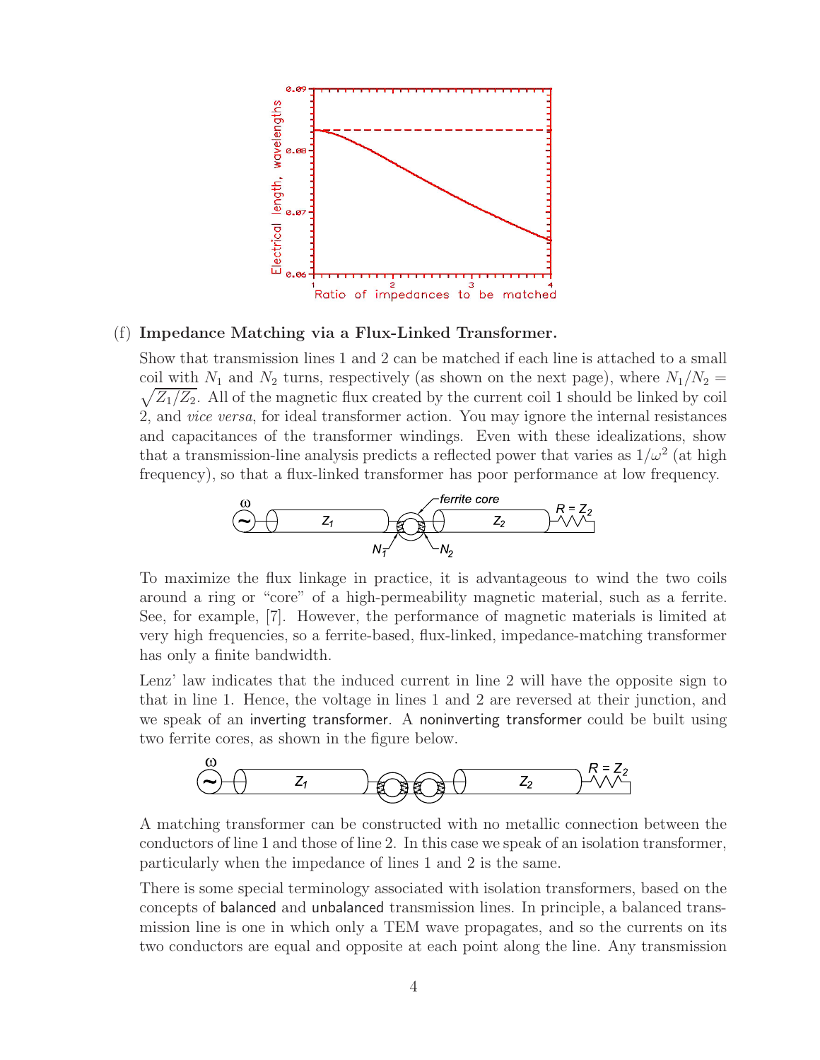(f) **Impedance Matching via a Flux-Linked Transformer.**

Show that transmission lines 1 and 2 can be matched if each line is attached to a small coil with $N_1$ and $N_2$ turns, respectively (as shown on the next page), where $N_1/N_2 = \sqrt{Z_1/Z_2}$. All of the magnetic flux created by the current coil 1 should be linked by coil 2, and *vice versa*, for ideal transformer action. You may ignore the internal resistances and capacitances of the transformer windings. Even with these idealizations, show that a transmission-line analysis predicts a reflected power that varies as $1/\omega^2$ (at high frequency), so that a flux-linked transformer has poor performance at low frequency.

To maximize the flux linkage in practice, it is advantageous to wind the two coils around a ring or "core" of a high-permeability magnetic material, such as a ferrite. See, for example, [7]. However, the performance of magnetic materials is limited at very high frequencies, so a ferrite-based, flux-linked, impedance-matching transformer has only a finite bandwidth.

Lenz' law indicates that the induced current in line 2 will have the opposite sign to that in line 1. Hence, the voltage in lines 1 and 2 are reversed at their junction, and we speak of an inverting transformer. A noninverting transformer could be built using two ferrite cores, as shown in the figure below.

A matching transformer can be constructed with no metallic connection between the conductors of line 1 and those of line 2. In this case we speak of an isolation transformer, particularly when the impedance of lines 1 and 2 is the same.

There is some special terminology associated with isolation transformers, based on the concepts of balanced and unbalanced transmission lines. In principle, a balanced transmission line is one in which only a TEM wave propagates, and so the currents on its two conductors are equal and opposite at each point along the line. Any transmission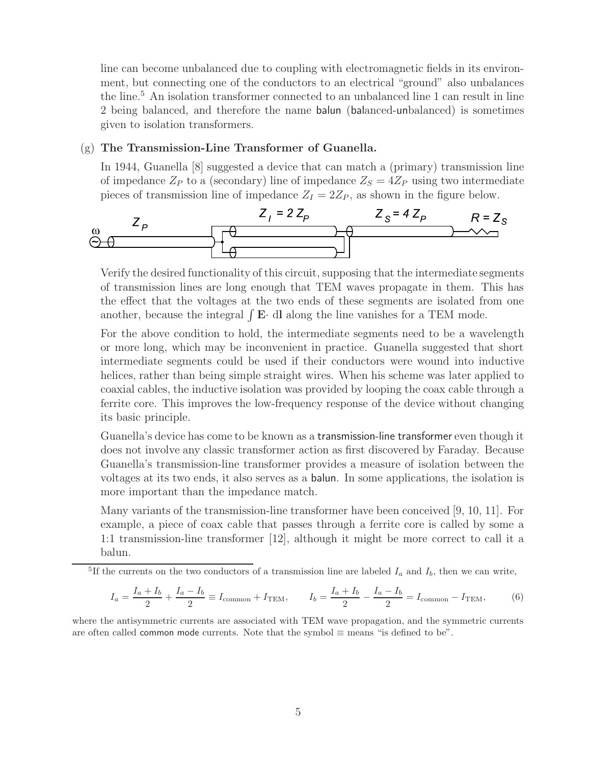line can become unbalanced due to coupling with electromagnetic fields in its environment, but connecting one of the conductors to an electrical "ground" also unbalances the line.[5] An isolation transformer connected to an unbalanced line 1 can result in line 2 being balanced, and therefore the name balun (balanced-unbalanced) is sometimes given to isolation transformers.

(g) **The Transmission-Line Transformer of Guanella.**

In 1944, Guanella [8] suggested a device that can match a (primary) transmission line of impedance $Z_P$ to a (secondary) line of impedance $Z_S = 4Z_P$ using two intermediate pieces of transmission line of impedance $Z_I = 2Z_P$, as shown in the figure below.

Verify the desired functionality of this circuit, supposing that the intermediate segments of transmission lines are long enough that TEM waves propagate in them. This has the effect that the voltages at the two ends of these segments are isolated from one another, because the integral $\int \mathbf{E} \cdot d\mathbf{l}$ along the line vanishes for a TEM mode.

For the above condition to hold, the intermediate segments need to be a wavelength or more long, which may be inconvenient in practice. Guanella suggested that short intermediate segments could be used if their conductors were wound into inductive helices, rather than being simple straight wires. When his scheme was later applied to coaxial cables, the inductive isolation was provided by looping the coax cable through a ferrite core. This improves the low-frequency response of the device without changing its basic principle.

Guanella's device has come to be known as a transmission-line transformer even though it does not involve any classic transformer action as first discovered by Faraday. Because Guanella's transmission-line transformer provides a measure of isolation between the voltages at its two ends, it also serves as a balun. In some applications, the isolation is more important than the impedance match.

Many variants of the transmission-line transformer have been conceived [9, 10, 11]. For example, a piece of coax cable that passes through a ferrite core is called by some a 1:1 transmission-line transformer [12], although it might be more correct to call it a balun.

---

[5] If the currents on the two conductors of a transmission line are labeled $I_a$ and $I_b$, then we can write,

$$I_a = \frac{I_a + I_b}{2} + \frac{I_a - I_b}{2} \equiv I_{\text{common}} + I_{\text{TEM}}, \qquad I_b = \frac{I_a + I_b}{2} - \frac{I_a - I_b}{2} = I_{\text{common}} - I_{\text{TEM}}, \tag{6}$$

where the antisymmetric currents are associated with TEM wave propagation, and the symmetric currents are often called common mode currents. Note that the symbol $\equiv$ means "is defined to be".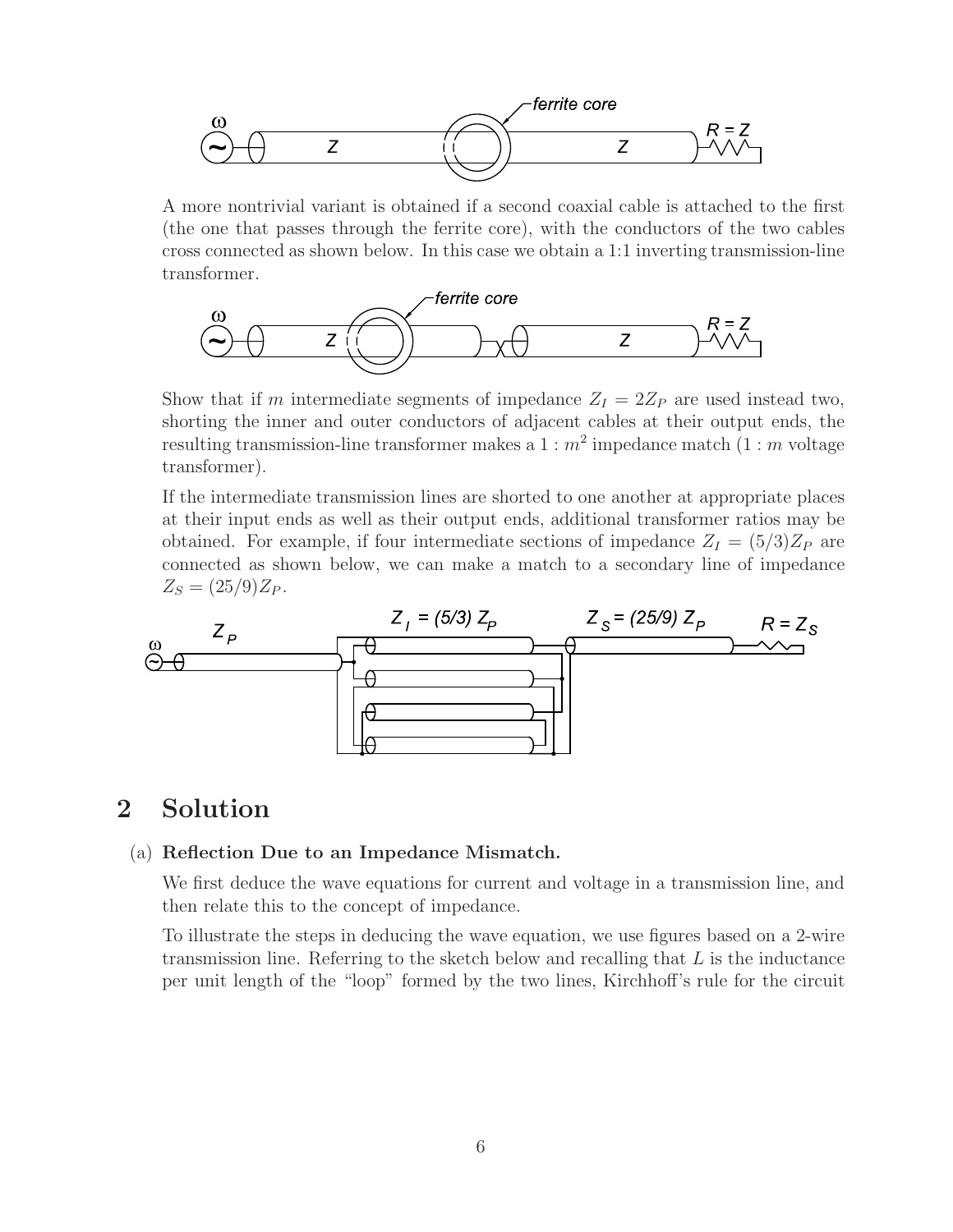A more nontrivial variant is obtained if a second coaxial cable is attached to the first (the one that passes through the ferrite core), with the conductors of the two cables cross connected as shown below. In this case we obtain a 1:1 inverting transmission-line transformer.

Show that if $m$ intermediate segments of impedance $Z_I = 2Z_P$ are used instead two, shorting the inner and outer conductors of adjacent cables at their output ends, the resulting transmission-line transformer makes a $1 : m^2$ impedance match ($1 : m$ voltage transformer).

If the intermediate transmission lines are shorted to one another at appropriate places at their input ends as well as their output ends, additional transformer ratios may be obtained. For example, if four intermediate sections of impedance $Z_I = (5/3)Z_P$ are connected as shown below, we can make a match to a secondary line of impedance $Z_S = (25/9)Z_P$.

## 2 Solution

(a) **Reflection Due to an Impedance Mismatch.**

We first deduce the wave equations for current and voltage in a transmission line, and then relate this to the concept of impedance.

To illustrate the steps in deducing the wave equation, we use figures based on a 2-wire transmission line. Referring to the sketch below and recalling that $L$ is the inductance per unit length of the "loop" formed by the two lines, Kirchhoff's rule for the circuit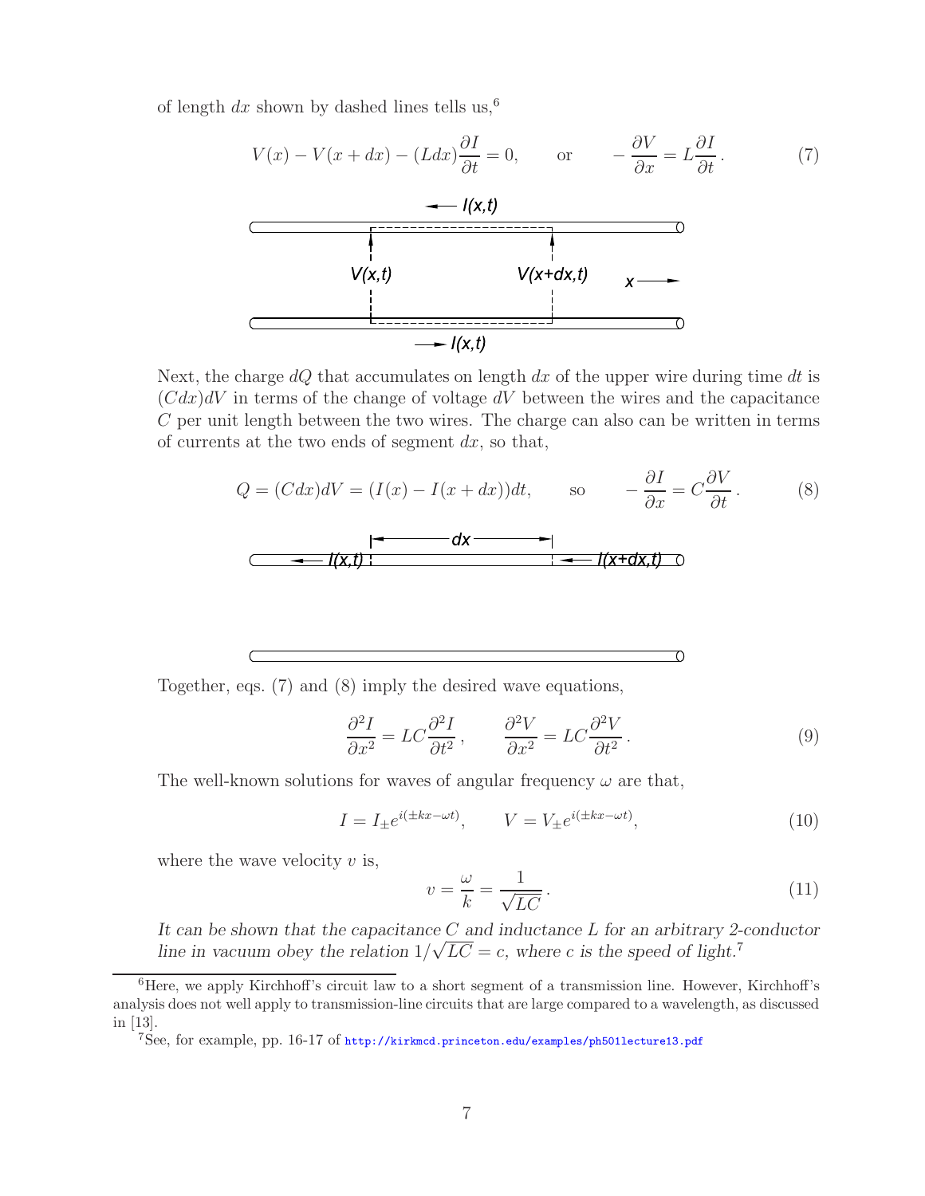of length $dx$ shown by dashed lines tells us,[6]

$$V(x) - V(x + dx) - (L dx)\frac{\partial I}{\partial t} = 0, \qquad \text{or} \qquad -\frac{\partial V}{\partial x} = L\frac{\partial I}{\partial t}. \tag{7}$$

Next, the charge $dQ$ that accumulates on length $dx$ of the upper wire during time $dt$ is $(C dx)dV$ in terms of the change of voltage $dV$ between the wires and the capacitance $C$ per unit length between the two wires. The charge can also can be written in terms of currents at the two ends of segment $dx$, so that,

$$Q = (C dx)dV = (I(x) - I(x + dx))dt, \qquad \text{so} \qquad -\frac{\partial I}{\partial x} = C\frac{\partial V}{\partial t}. \tag{8}$$

Together, eqs. (7) and (8) imply the desired wave equations,

$$\frac{\partial^2 I}{\partial x^2} = LC\frac{\partial^2 I}{\partial t^2}, \qquad \frac{\partial^2 V}{\partial x^2} = LC\frac{\partial^2 V}{\partial t^2}. \tag{9}$$

The well-known solutions for waves of angular frequency $\omega$ are that,

$$I = I_{\pm} e^{i(\pm kx - \omega t)}, \qquad V = V_{\pm} e^{i(\pm kx - \omega t)}, \tag{10}$$

where the wave velocity $v$ is,

$$v = \frac{\omega}{k} = \frac{1}{\sqrt{LC}}. \tag{11}$$

*It can be shown that the capacitance $C$ and inductance $L$ for an arbitrary 2-conductor line in vacuum obey the relation $1/\sqrt{LC} = c$, where $c$ is the speed of light.*[7]

---

[6] Here, we apply Kirchhoff's circuit law to a short segment of a transmission line. However, Kirchhoff's analysis does not well apply to transmission-line circuits that are large compared to a wavelength, as discussed in [13].

[7] See, for example, pp. 16-17 of http://kirkmcd.princeton.edu/examples/ph501lecture13.pdf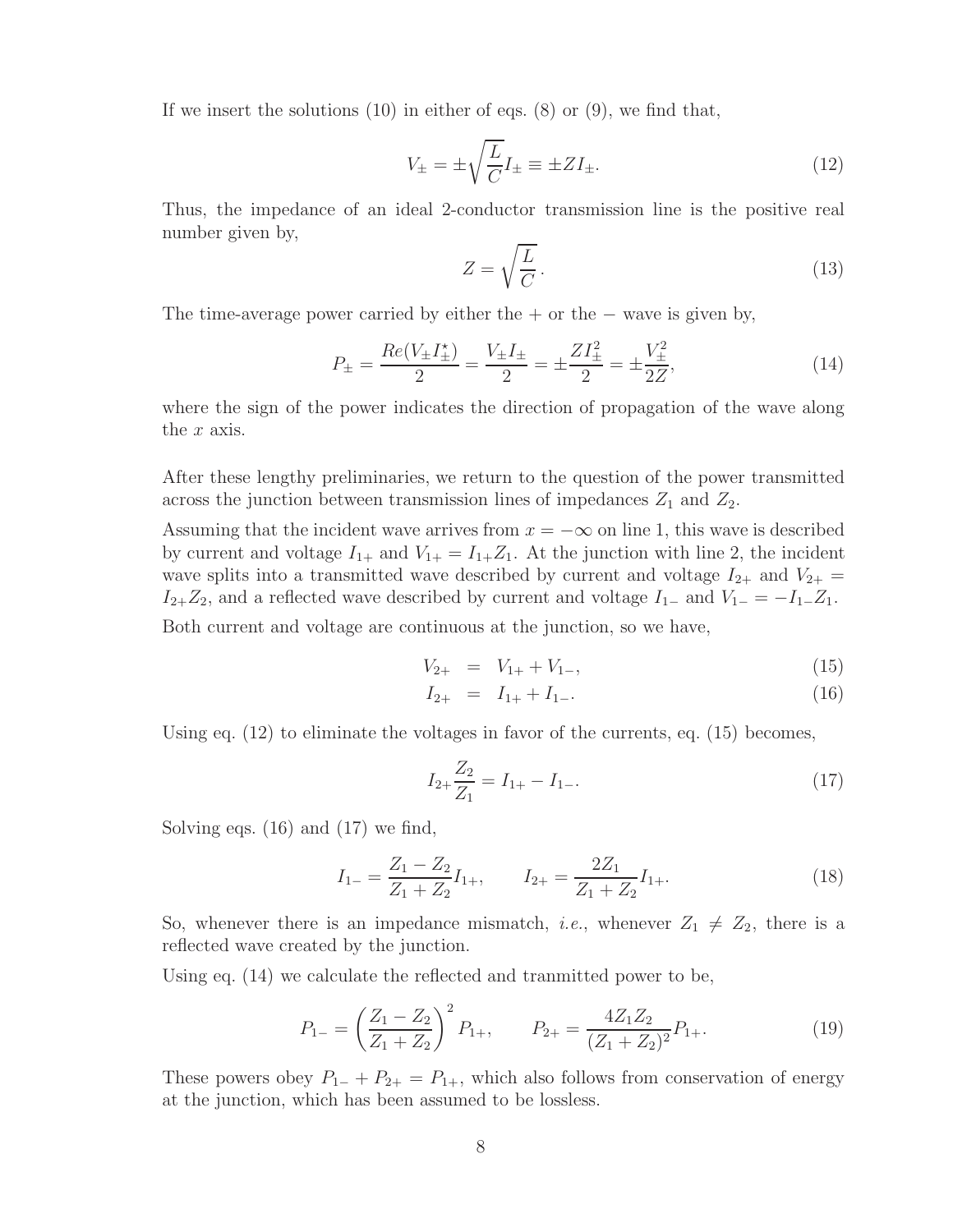If we insert the solutions (10) in either of eqs. (8) or (9), we find that,

$$V_\pm = \pm\sqrt{\frac{L}{C}} I_\pm \equiv \pm Z I_\pm. \tag{12}$$

Thus, the impedance of an ideal 2-conductor transmission line is the positive real number given by,

$$Z = \sqrt{\frac{L}{C}}\,. \tag{13}$$

The time-average power carried by either the + or the − wave is given by,

$$P_\pm = \frac{Re(V_\pm I_\pm^\star)}{2} = \frac{V_\pm I_\pm}{2} = \pm\frac{Z I_\pm^2}{2} = \pm\frac{V_\pm^2}{2Z}, \tag{14}$$

where the sign of the power indicates the direction of propagation of the wave along the $x$ axis.

After these lengthy preliminaries, we return to the question of the power transmitted across the junction between transmission lines of impedances $Z_1$ and $Z_2$.

Assuming that the incident wave arrives from $x = -\infty$ on line 1, this wave is described by current and voltage $I_{1+}$ and $V_{1+} = I_{1+}Z_1$. At the junction with line 2, the incident wave splits into a transmitted wave described by current and voltage $I_{2+}$ and $V_{2+} = I_{2+}Z_2$, and a reflected wave described by current and voltage $I_{1-}$ and $V_{1-} = -I_{1-}Z_1$.

Both current and voltage are continuous at the junction, so we have,

$$V_{2+} = V_{1+} + V_{1-}, \tag{15}$$

$$I_{2+} = I_{1+} + I_{1-}. \tag{16}$$

Using eq. (12) to eliminate the voltages in favor of the currents, eq. (15) becomes,

$$I_{2+}\frac{Z_2}{Z_1} = I_{1+} - I_{1-}. \tag{17}$$

Solving eqs. (16) and (17) we find,

$$I_{1-} = \frac{Z_1 - Z_2}{Z_1 + Z_2} I_{1+}, \qquad I_{2+} = \frac{2Z_1}{Z_1 + Z_2} I_{1+}. \tag{18}$$

So, whenever there is an impedance mismatch, *i.e.*, whenever $Z_1 \neq Z_2$, there is a reflected wave created by the junction.

Using eq. (14) we calculate the reflected and tranmitted power to be,

$$P_{1-} = \left(\frac{Z_1 - Z_2}{Z_1 + Z_2}\right)^2 P_{1+}, \qquad P_{2+} = \frac{4Z_1 Z_2}{(Z_1 + Z_2)^2} P_{1+}. \tag{19}$$

These powers obey $P_{1-} + P_{2+} = P_{1+}$, which also follows from conservation of energy at the junction, which has been assumed to be lossless.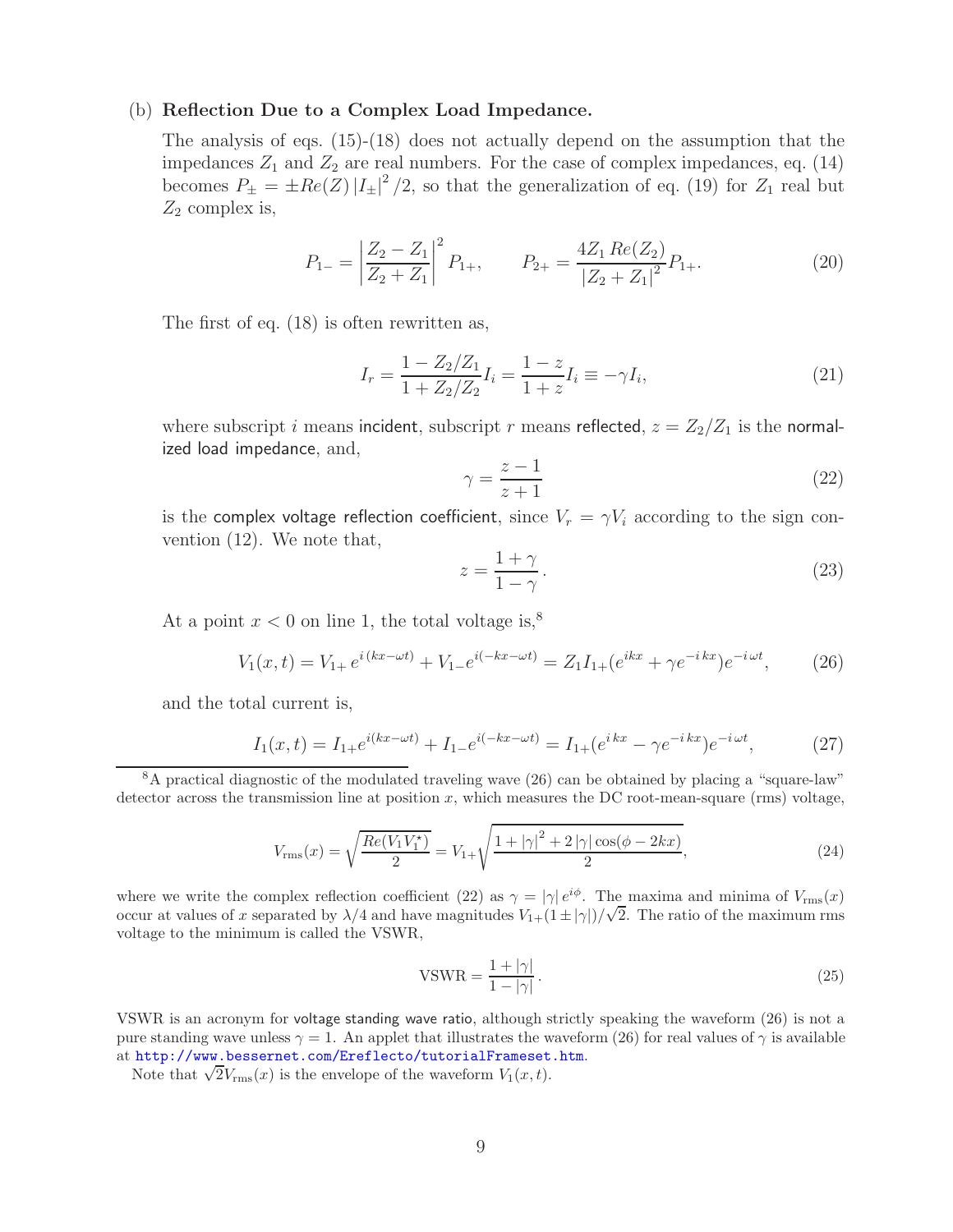(b) **Reflection Due to a Complex Load Impedance.**

The analysis of eqs. (15)-(18) does not actually depend on the assumption that the impedances $Z_1$ and $Z_2$ are real numbers. For the case of complex impedances, eq. (14) becomes $P_\pm = \pm Re(Z)\,|I_\pm|^2/2$, so that the generalization of eq. (19) for $Z_1$ real but $Z_2$ complex is,

$$P_{1-} = \left|\frac{Z_2 - Z_1}{Z_2 + Z_1}\right|^2 P_{1+}, \qquad P_{2+} = \frac{4Z_1\,Re(Z_2)}{|Z_2 + Z_1|^2} P_{1+}. \tag{20}$$

The first of eq. (18) is often rewritten as,

$$I_r = \frac{1 - Z_2/Z_1}{1 + Z_2/Z_2} I_i = \frac{1-z}{1+z} I_i \equiv -\gamma I_i, \tag{21}$$

where subscript $i$ means incident, subscript $r$ means reflected, $z = Z_2/Z_1$ is the normalized load impedance, and,

$$\gamma = \frac{z-1}{z+1} \tag{22}$$

is the complex voltage reflection coefficient, since $V_r = \gamma V_i$ according to the sign convention (12). We note that,

$$z = \frac{1+\gamma}{1-\gamma}. \tag{23}$$

At a point $x < 0$ on line 1, the total voltage is,[8]

$$V_1(x,t) = V_{1+}\,e^{i\,(kx-\omega t)} + V_{1-}e^{i(-kx-\omega t)} = Z_1 I_{1+}(e^{ikx} + \gamma e^{-i\,kx})e^{-i\,\omega t}, \tag{26}$$

and the total current is,

$$I_1(x,t) = I_{1+}e^{i(kx-\omega t)} + I_{1-}e^{i(-kx-\omega t)} = I_{1+}(e^{i\,kx} - \gamma e^{-i\,kx})e^{-i\,\omega t}, \tag{27}$$

---

[8]A practical diagnostic of the modulated traveling wave (26) can be obtained by placing a "square-law" detector across the transmission line at position $x$, which measures the DC root-mean-square (rms) voltage,

$$V_{\rm rms}(x) = \sqrt{\frac{Re(V_1 V_1^\star)}{2}} = V_{1+}\sqrt{\frac{1 + |\gamma|^2 + 2\,|\gamma|\cos(\phi - 2kx)}{2}}, \tag{24}$$

where we write the complex reflection coefficient (22) as $\gamma = |\gamma|\,e^{i\phi}$. The maxima and minima of $V_{\rm rms}(x)$ occur at values of $x$ separated by $\lambda/4$ and have magnitudes $V_{1+}(1 \pm |\gamma|)/\sqrt{2}$. The ratio of the maximum rms voltage to the minimum is called the VSWR,

$$\text{VSWR} = \frac{1+|\gamma|}{1-|\gamma|}. \tag{25}$$

VSWR is an acronym for voltage standing wave ratio, although strictly speaking the waveform (26) is not a pure standing wave unless $\gamma = 1$. An applet that illustrates the waveform (26) for real values of $\gamma$ is available at http://www.bessernet.com/Ereflecto/tutorialFrameset.htm.

Note that $\sqrt{2}V_{\rm rms}(x)$ is the envelope of the waveform $V_1(x,t)$.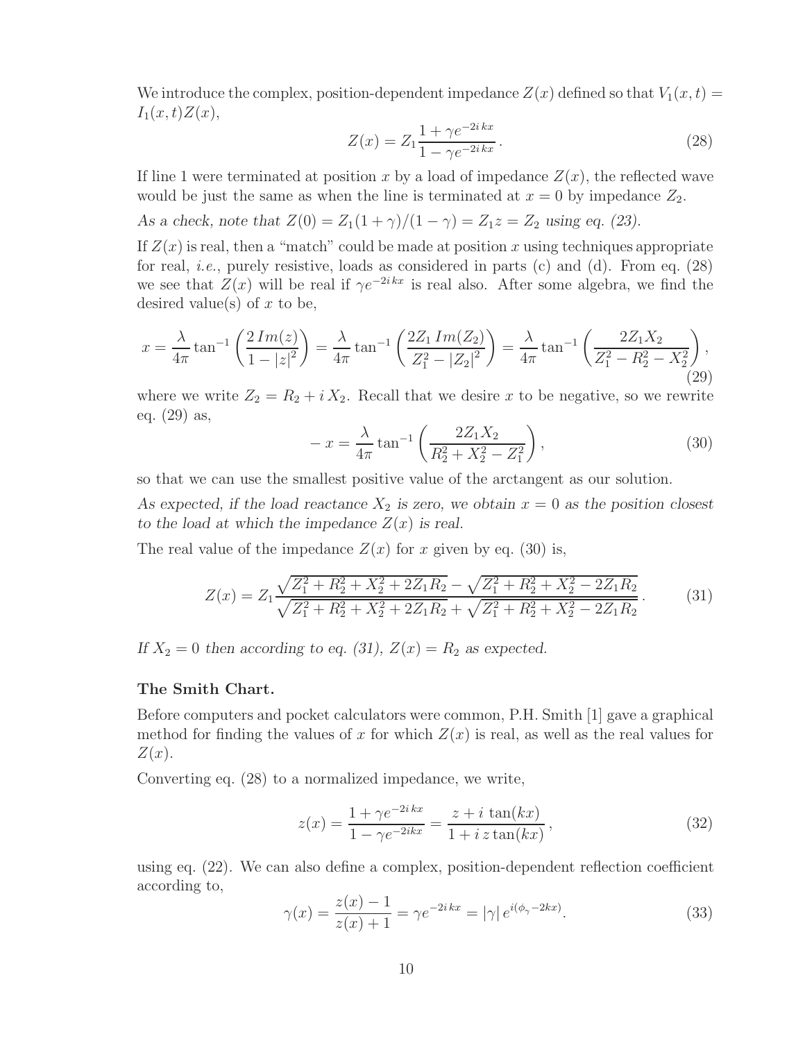We introduce the complex, position-dependent impedance $Z(x)$ defined so that $V_1(x,t) = I_1(x,t)Z(x)$,

$$Z(x) = Z_1 \frac{1 + \gamma e^{-2i\,kx}}{1 - \gamma e^{-2i\,kx}}\,. \tag{28}$$

If line 1 were terminated at position $x$ by a load of impedance $Z(x)$, the reflected wave would be just the same as when the line is terminated at $x = 0$ by impedance $Z_2$.

*As a check, note that $Z(0) = Z_1(1+\gamma)/(1-\gamma) = Z_1 z = Z_2$ using eq. (23).*

If $Z(x)$ is real, then a "match" could be made at position $x$ using techniques appropriate for real, *i.e.*, purely resistive, loads as considered in parts (c) and (d). From eq. (28) we see that $Z(x)$ will be real if $\gamma e^{-2i\,kx}$ is real also. After some algebra, we find the desired value(s) of $x$ to be,

$$x = \frac{\lambda}{4\pi}\tan^{-1}\left(\frac{2\,Im(z)}{1 - |z|^2}\right) = \frac{\lambda}{4\pi}\tan^{-1}\left(\frac{2Z_1\,Im(Z_2)}{Z_1^2 - |Z_2|^2}\right) = \frac{\lambda}{4\pi}\tan^{-1}\left(\frac{2Z_1 X_2}{Z_1^2 - R_2^2 - X_2^2}\right), \tag{29}$$

where we write $Z_2 = R_2 + i\,X_2$. Recall that we desire $x$ to be negative, so we rewrite eq. (29) as,

$$-\,x = \frac{\lambda}{4\pi}\tan^{-1}\left(\frac{2Z_1 X_2}{R_2^2 + X_2^2 - Z_1^2}\right), \tag{30}$$

so that we can use the smallest positive value of the arctangent as our solution.

*As expected, if the load reactance $X_2$ is zero, we obtain $x = 0$ as the position closest to the load at which the impedance $Z(x)$ is real.*

The real value of the impedance $Z(x)$ for $x$ given by eq. (30) is,

$$Z(x) = Z_1 \frac{\sqrt{Z_1^2 + R_2^2 + X_2^2 + 2Z_1R_2} - \sqrt{Z_1^2 + R_2^2 + X_2^2 - 2Z_1R_2}}{\sqrt{Z_1^2 + R_2^2 + X_2^2 + 2Z_1R_2} + \sqrt{Z_1^2 + R_2^2 + X_2^2 - 2Z_1R_2}}\,. \tag{31}$$

*If $X_2 = 0$ then according to eq. (31), $Z(x) = R_2$ as expected.*

### The Smith Chart.

Before computers and pocket calculators were common, P.H. Smith [1] gave a graphical method for finding the values of $x$ for which $Z(x)$ is real, as well as the real values for $Z(x)$.

Converting eq. (28) to a normalized impedance, we write,

$$z(x) = \frac{1 + \gamma e^{-2i\,kx}}{1 - \gamma e^{-2ikx}} = \frac{z + i\,\tan(kx)}{1 + i\,z\tan(kx)}\,, \tag{32}$$

using eq. (22). We can also define a complex, position-dependent reflection coefficient according to,

$$\gamma(x) = \frac{z(x) - 1}{z(x) + 1} = \gamma e^{-2i\,kx} = |\gamma|\,e^{i(\phi_\gamma - 2kx)}. \tag{33}$$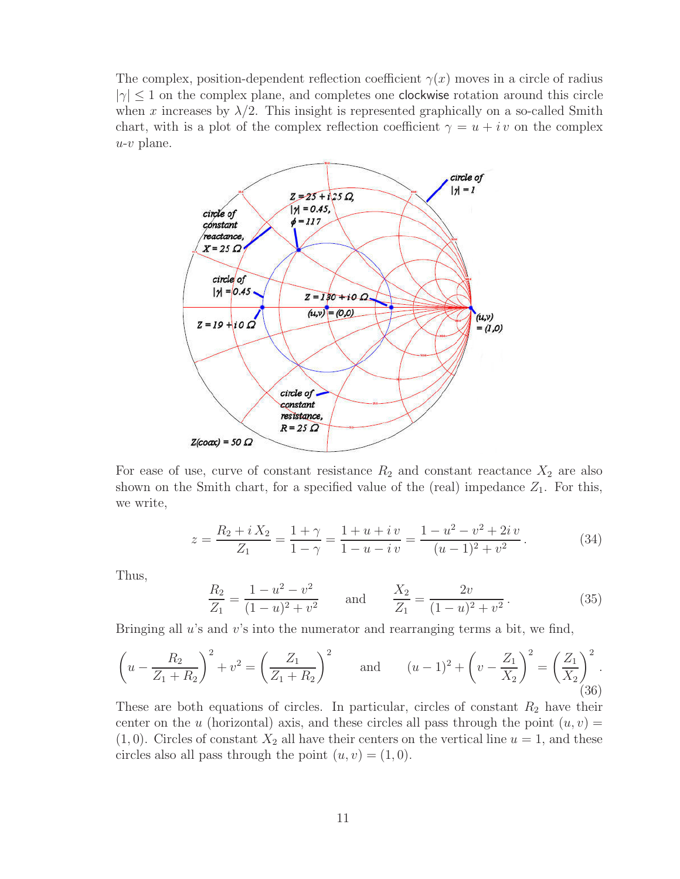The complex, position-dependent reflection coefficient $\gamma(x)$ moves in a circle of radius $|\gamma| \leq 1$ on the complex plane, and completes one clockwise rotation around this circle when $x$ increases by $\lambda/2$. This insight is represented graphically on a so-called Smith chart, with is a plot of the complex reflection coefficient $\gamma = u + i\,v$ on the complex $u$-$v$ plane.

For ease of use, curve of constant resistance $R_2$ and constant reactance $X_2$ are also shown on the Smith chart, for a specified value of the (real) impedance $Z_1$. For this, we write,

$$z = \frac{R_2 + i\,X_2}{Z_1} = \frac{1+\gamma}{1-\gamma} = \frac{1+u+i\,v}{1-u-i\,v} = \frac{1-u^2-v^2+2i\,v}{(u-1)^2+v^2}\,. \tag{34}$$

Thus,

$$\frac{R_2}{Z_1} = \frac{1-u^2-v^2}{(1-u)^2+v^2} \qquad \text{and} \qquad \frac{X_2}{Z_1} = \frac{2v}{(1-u)^2+v^2}\,. \tag{35}$$

Bringing all $u$'s and $v$'s into the numerator and rearranging terms a bit, we find,

$$\left(u - \frac{R_2}{Z_1+R_2}\right)^2 + v^2 = \left(\frac{Z_1}{Z_1+R_2}\right)^2 \qquad \text{and} \qquad (u-1)^2 + \left(v - \frac{Z_1}{X_2}\right)^2 = \left(\frac{Z_1}{X_2}\right)^2. \tag{36}$$

These are both equations of circles. In particular, circles of constant $R_2$ have their center on the $u$ (horizontal) axis, and these circles all pass through the point $(u,v) = (1,0)$. Circles of constant $X_2$ all have their centers on the vertical line $u = 1$, and these circles also all pass through the point $(u,v) = (1,0)$.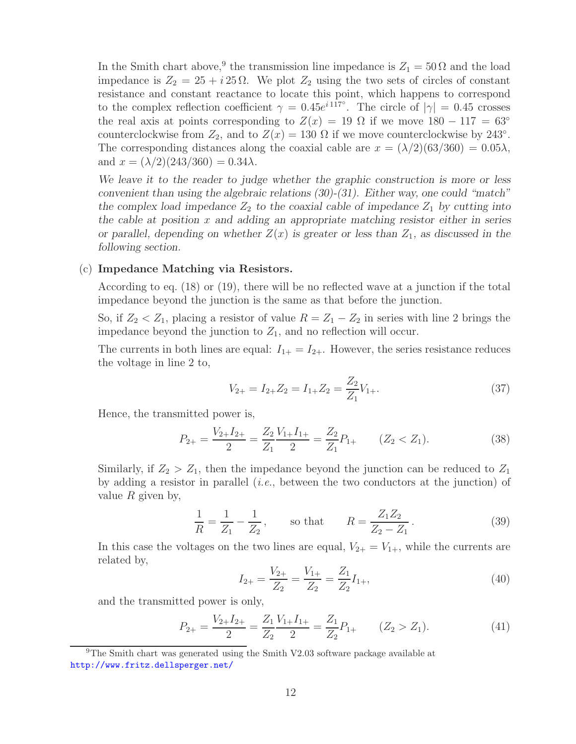In the Smith chart above,[9] the transmission line impedance is $Z_1 = 50\,\Omega$ and the load impedance is $Z_2 = 25 + i\,25\,\Omega$. We plot $Z_2$ using the two sets of circles of constant resistance and constant reactance to locate this point, which happens to correspond to the complex reflection coefficient $\gamma = 0.45e^{i\,117^\circ}$. The circle of $|\gamma| = 0.45$ crosses the real axis at points corresponding to $Z(x) = 19\ \Omega$ if we move $180 - 117 = 63^\circ$ counterclockwise from $Z_2$, and to $Z(x) = 130\ \Omega$ if we move counterclockwise by $243^\circ$. The corresponding distances along the coaxial cable are $x = (\lambda/2)(63/360) = 0.05\lambda$, and $x = (\lambda/2)(243/360) = 0.34\lambda$.

*We leave it to the reader to judge whether the graphic construction is more or less convenient than using the algebraic relations (30)-(31). Either way, one could "match" the complex load impedance $Z_2$ to the coaxial cable of impedance $Z_1$ by cutting into the cable at position $x$ and adding an appropriate matching resistor either in series or parallel, depending on whether $Z(x)$ is greater or less than $Z_1$, as discussed in the following section.*

(c) **Impedance Matching via Resistors.**

According to eq. (18) or (19), there will be no reflected wave at a junction if the total impedance beyond the junction is the same as that before the junction.

So, if $Z_2 < Z_1$, placing a resistor of value $R = Z_1 - Z_2$ in series with line 2 brings the impedance beyond the junction to $Z_1$, and no reflection will occur.

The currents in both lines are equal: $I_{1+} = I_{2+}$. However, the series resistance reduces the voltage in line 2 to,

$$V_{2+} = I_{2+} Z_2 = I_{1+} Z_2 = \frac{Z_2}{Z_1} V_{1+}. \tag{37}$$

Hence, the transmitted power is,

$$P_{2+} = \frac{V_{2+} I_{2+}}{2} = \frac{Z_2}{Z_1} \frac{V_{1+} I_{1+}}{2} = \frac{Z_2}{Z_1} P_{1+} \qquad (Z_2 < Z_1). \tag{38}$$

Similarly, if $Z_2 > Z_1$, then the impedance beyond the junction can be reduced to $Z_1$ by adding a resistor in parallel (*i.e.*, between the two conductors at the junction) of value $R$ given by,

$$\frac{1}{R} = \frac{1}{Z_1} - \frac{1}{Z_2}, \qquad \text{so that} \qquad R = \frac{Z_1 Z_2}{Z_2 - Z_1}. \tag{39}$$

In this case the voltages on the two lines are equal, $V_{2+} = V_{1+}$, while the currents are related by,

$$I_{2+} = \frac{V_{2+}}{Z_2} = \frac{V_{1+}}{Z_2} = \frac{Z_1}{Z_2} I_{1+}, \tag{40}$$

and the transmitted power is only,

$$P_{2+} = \frac{V_{2+} I_{2+}}{2} = \frac{Z_1}{Z_2} \frac{V_{1+} I_{1+}}{2} = \frac{Z_1}{Z_2} P_{1+} \qquad (Z_2 > Z_1). \tag{41}$$

[9] The Smith chart was generated using the Smith V2.03 software package available at http://www.fritz.dellsperger.net/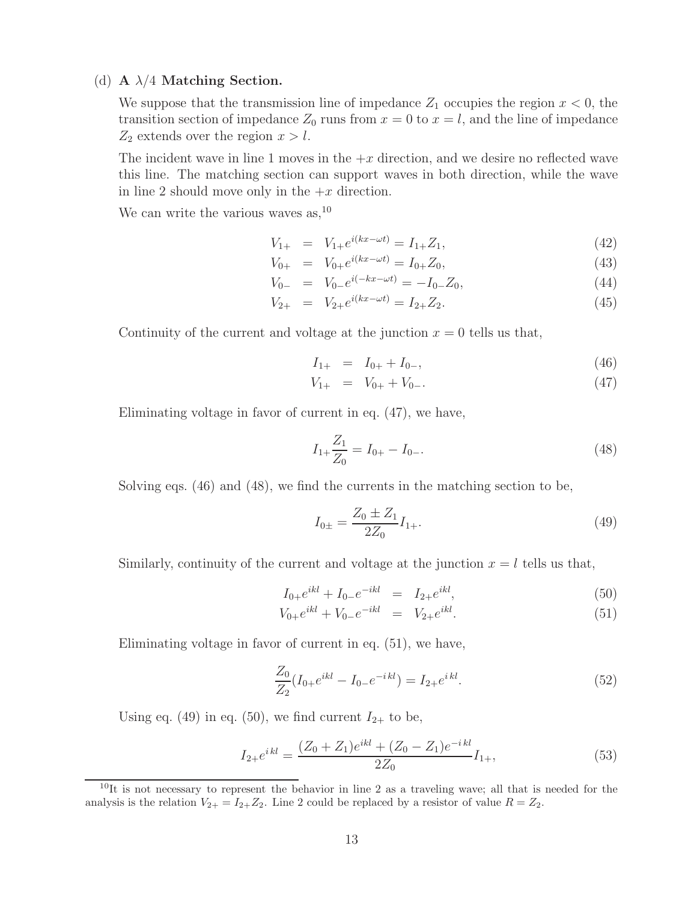(d) **A $\lambda/4$ Matching Section.**

We suppose that the transmission line of impedance $Z_1$ occupies the region $x < 0$, the transition section of impedance $Z_0$ runs from $x = 0$ to $x = l$, and the line of impedance $Z_2$ extends over the region $x > l$.

The incident wave in line 1 moves in the $+x$ direction, and we desire no reflected wave this line. The matching section can support waves in both direction, while the wave in line 2 should move only in the $+x$ direction.

We can write the various waves as,[10]

$$
\begin{aligned}
V_{1+} &= V_{1+}e^{i(kx-\omega t)} = I_{1+}Z_1, &(42)\\
V_{0+} &= V_{0+}e^{i(kx-\omega t)} = I_{0+}Z_0, &(43)\\
V_{0-} &= V_{0-}e^{i(-kx-\omega t)} = -I_{0-}Z_0, &(44)\\
V_{2+} &= V_{2+}e^{i(kx-\omega t)} = I_{2+}Z_2. &(45)
\end{aligned}
$$

Continuity of the current and voltage at the junction $x = 0$ tells us that,

$$
\begin{aligned}
I_{1+} &= I_{0+} + I_{0-}, &(46)\\
V_{1+} &= V_{0+} + V_{0-}. &(47)
\end{aligned}
$$

Eliminating voltage in favor of current in eq. (47), we have,

$$
I_{1+}\frac{Z_1}{Z_0} = I_{0+} - I_{0-}. \tag{48}
$$

Solving eqs. (46) and (48), we find the currents in the matching section to be,

$$
I_{0\pm} = \frac{Z_0 \pm Z_1}{2Z_0} I_{1+}. \tag{49}
$$

Similarly, continuity of the current and voltage at the junction $x = l$ tells us that,

$$
\begin{aligned}
I_{0+}e^{ikl} + I_{0-}e^{-ikl} &= I_{2+}e^{ikl}, &(50)\\
V_{0+}e^{ikl} + V_{0-}e^{-ikl} &= V_{2+}e^{ikl}. &(51)
\end{aligned}
$$

Eliminating voltage in favor of current in eq. (51), we have,

$$
\frac{Z_0}{Z_2}(I_{0+}e^{ikl} - I_{0-}e^{-ikl}) = I_{2+}e^{ikl}. \tag{52}
$$

Using eq. (49) in eq. (50), we find current $I_{2+}$ to be,

$$
I_{2+}e^{ikl} = \frac{(Z_0 + Z_1)e^{ikl} + (Z_0 - Z_1)e^{-ikl}}{2Z_0} I_{1+}, \tag{53}
$$

[10] It is not necessary to represent the behavior in line 2 as a traveling wave; all that is needed for the analysis is the relation $V_{2+} = I_{2+}Z_2$. Line 2 could be replaced by a resistor of value $R = Z_2$.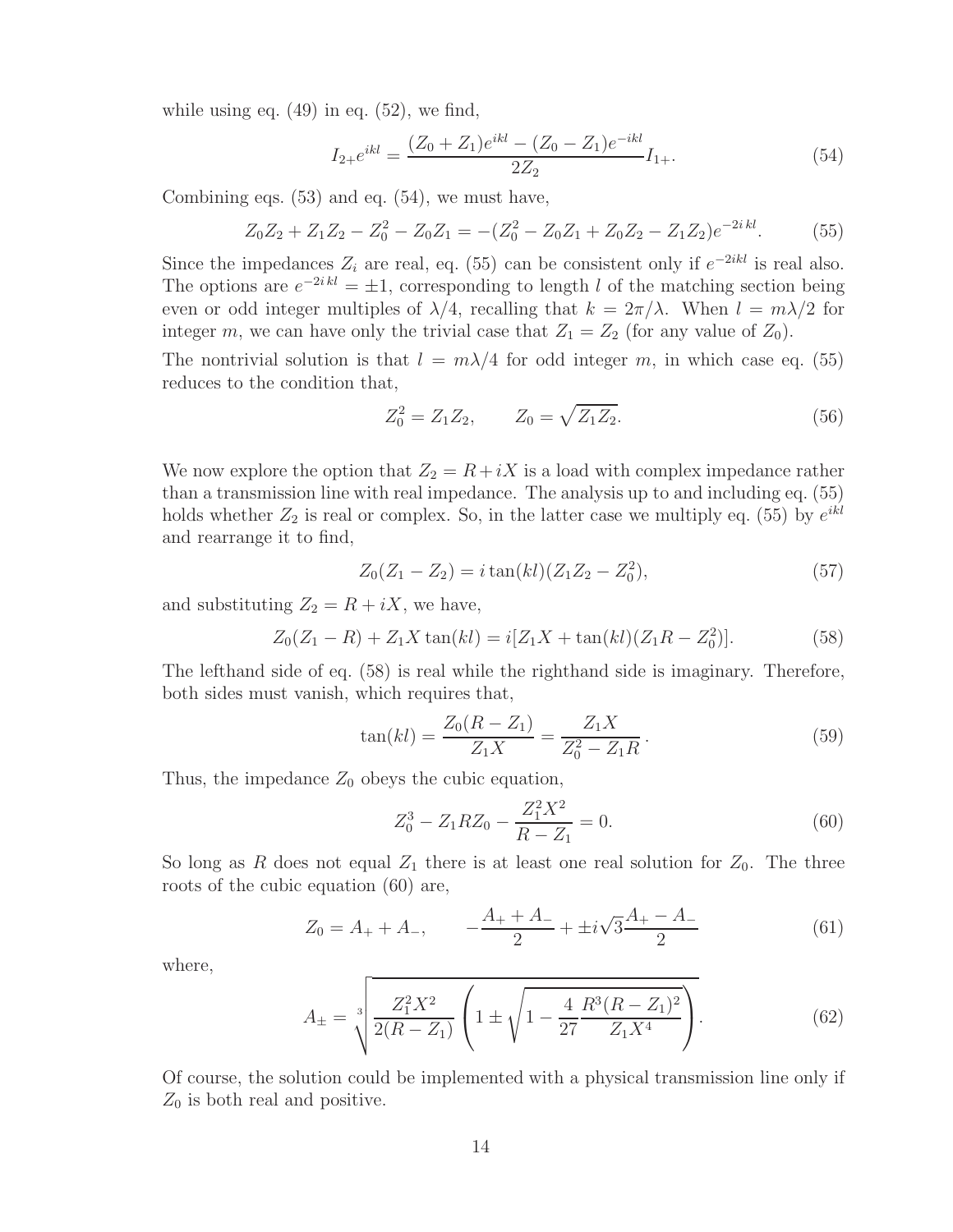while using eq. (49) in eq. (52), we find,

$$I_{2+}e^{ikl} = \frac{(Z_0 + Z_1)e^{ikl} - (Z_0 - Z_1)e^{-ikl}}{2Z_2} I_{1+}. \tag{54}$$

Combining eqs. (53) and eq. (54), we must have,

$$Z_0 Z_2 + Z_1 Z_2 - Z_0^2 - Z_0 Z_1 = -(Z_0^2 - Z_0 Z_1 + Z_0 Z_2 - Z_1 Z_2)e^{-2ikl}. \tag{55}$$

Since the impedances $Z_i$ are real, eq. (55) can be consistent only if $e^{-2ikl}$ is real also. The options are $e^{-2ikl} = \pm 1$, corresponding to length $l$ of the matching section being even or odd integer multiples of $\lambda/4$, recalling that $k = 2\pi/\lambda$. When $l = m\lambda/2$ for integer $m$, we can have only the trivial case that $Z_1 = Z_2$ (for any value of $Z_0$).

The nontrivial solution is that $l = m\lambda/4$ for odd integer $m$, in which case eq. (55) reduces to the condition that,

$$Z_0^2 = Z_1 Z_2, \qquad Z_0 = \sqrt{Z_1 Z_2}. \tag{56}$$

We now explore the option that $Z_2 = R + iX$ is a load with complex impedance rather than a transmission line with real impedance. The analysis up to and including eq. (55) holds whether $Z_2$ is real or complex. So, in the latter case we multiply eq. (55) by $e^{ikl}$ and rearrange it to find,

$$Z_0(Z_1 - Z_2) = i\tan(kl)(Z_1 Z_2 - Z_0^2), \tag{57}$$

and substituting $Z_2 = R + iX$, we have,

$$Z_0(Z_1 - R) + Z_1 X \tan(kl) = i[Z_1 X + \tan(kl)(Z_1 R - Z_0^2)]. \tag{58}$$

The lefthand side of eq. (58) is real while the righthand side is imaginary. Therefore, both sides must vanish, which requires that,

$$\tan(kl) = \frac{Z_0(R - Z_1)}{Z_1 X} = \frac{Z_1 X}{Z_0^2 - Z_1 R}. \tag{59}$$

Thus, the impedance $Z_0$ obeys the cubic equation,

$$Z_0^3 - Z_1 R Z_0 - \frac{Z_1^2 X^2}{R - Z_1} = 0. \tag{60}$$

So long as $R$ does not equal $Z_1$ there is at least one real solution for $Z_0$. The three roots of the cubic equation (60) are,

$$Z_0 = A_+ + A_-, \qquad -\frac{A_+ + A_-}{2} + \pm i\sqrt{3}\frac{A_+ - A_-}{2} \tag{61}$$

where,

$$A_\pm = \sqrt[3]{\frac{Z_1^2 X^2}{2(R - Z_1)}\left(1 \pm \sqrt{1 - \frac{4}{27}\frac{R^3(R - Z_1)^2}{Z_1 X^4}}\right)}. \tag{62}$$

Of course, the solution could be implemented with a physical transmission line only if $Z_0$ is both real and positive.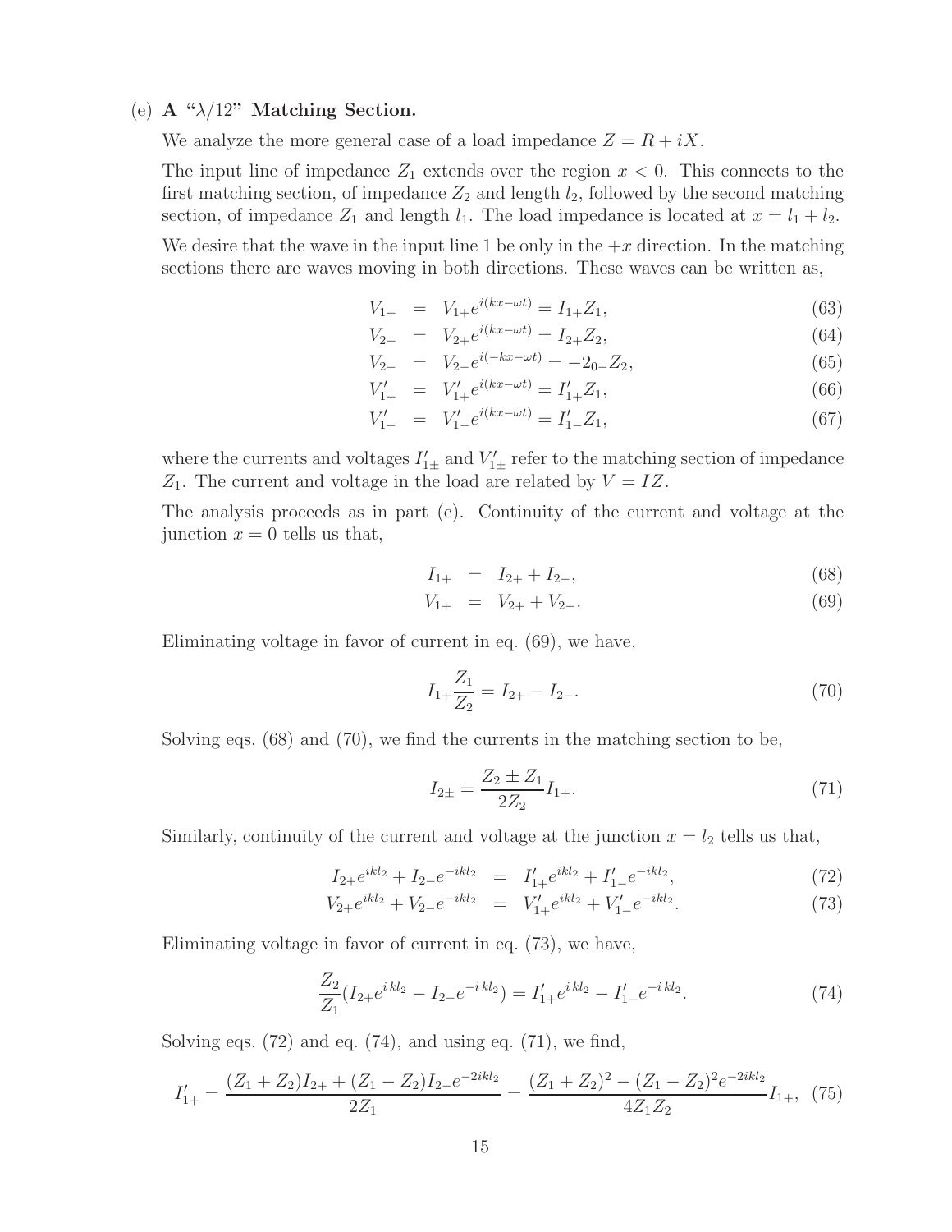(e) **A "$\lambda/12$" Matching Section.**

We analyze the more general case of a load impedance $Z = R + iX$.

The input line of impedance $Z_1$ extends over the region $x < 0$. This connects to the first matching section, of impedance $Z_2$ and length $l_2$, followed by the second matching section, of impedance $Z_1$ and length $l_1$. The load impedance is located at $x = l_1 + l_2$.

We desire that the wave in the input line 1 be only in the $+x$ direction. In the matching sections there are waves moving in both directions. These waves can be written as,

$$
\begin{aligned}
V_{1+} &= V_{1+}e^{i(kx-\omega t)} = I_{1+}Z_1, && (63)\\
V_{2+} &= V_{2+}e^{i(kx-\omega t)} = I_{2+}Z_2, && (64)\\
V_{2-} &= V_{2-}e^{i(-kx-\omega t)} = -2_{0-}Z_2, && (65)\\
V'_{1+} &= V'_{1+}e^{i(kx-\omega t)} = I'_{1+}Z_1, && (66)\\
V'_{1-} &= V'_{1-}e^{i(kx-\omega t)} = I'_{1-}Z_1, && (67)
\end{aligned}
$$

where the currents and voltages $I'_{1\pm}$ and $V'_{1\pm}$ refer to the matching section of impedance $Z_1$. The current and voltage in the load are related by $V = IZ$.

The analysis proceeds as in part (c). Continuity of the current and voltage at the junction $x = 0$ tells us that,

$$
\begin{aligned}
I_{1+} &= I_{2+} + I_{2-}, && (68)\\
V_{1+} &= V_{2+} + V_{2-}. && (69)
\end{aligned}
$$

Eliminating voltage in favor of current in eq. (69), we have,

$$
I_{1+}\frac{Z_1}{Z_2} = I_{2+} - I_{2-}. \tag{70}
$$

Solving eqs. (68) and (70), we find the currents in the matching section to be,

$$
I_{2\pm} = \frac{Z_2 \pm Z_1}{2Z_2} I_{1+}. \tag{71}
$$

Similarly, continuity of the current and voltage at the junction $x = l_2$ tells us that,

$$
\begin{aligned}
I_{2+}e^{ikl_2} + I_{2-}e^{-ikl_2} &= I'_{1+}e^{ikl_2} + I'_{1-}e^{-ikl_2}, && (72)\\
V_{2+}e^{ikl_2} + V_{2-}e^{-ikl_2} &= V'_{1+}e^{ikl_2} + V'_{1-}e^{-ikl_2}. && (73)
\end{aligned}
$$

Eliminating voltage in favor of current in eq. (73), we have,

$$
\frac{Z_2}{Z_1}(I_{2+}e^{ikl_2} - I_{2-}e^{-ikl_2}) = I'_{1+}e^{ikl_2} - I'_{1-}e^{-ikl_2}. \tag{74}
$$

Solving eqs. (72) and eq. (74), and using eq. (71), we find,

$$
I'_{1+} = \frac{(Z_1+Z_2)I_{2+} + (Z_1-Z_2)I_{2-}e^{-2ikl_2}}{2Z_1} = \frac{(Z_1+Z_2)^2 - (Z_1-Z_2)^2 e^{-2ikl_2}}{4Z_1Z_2} I_{1+}, \tag{75}
$$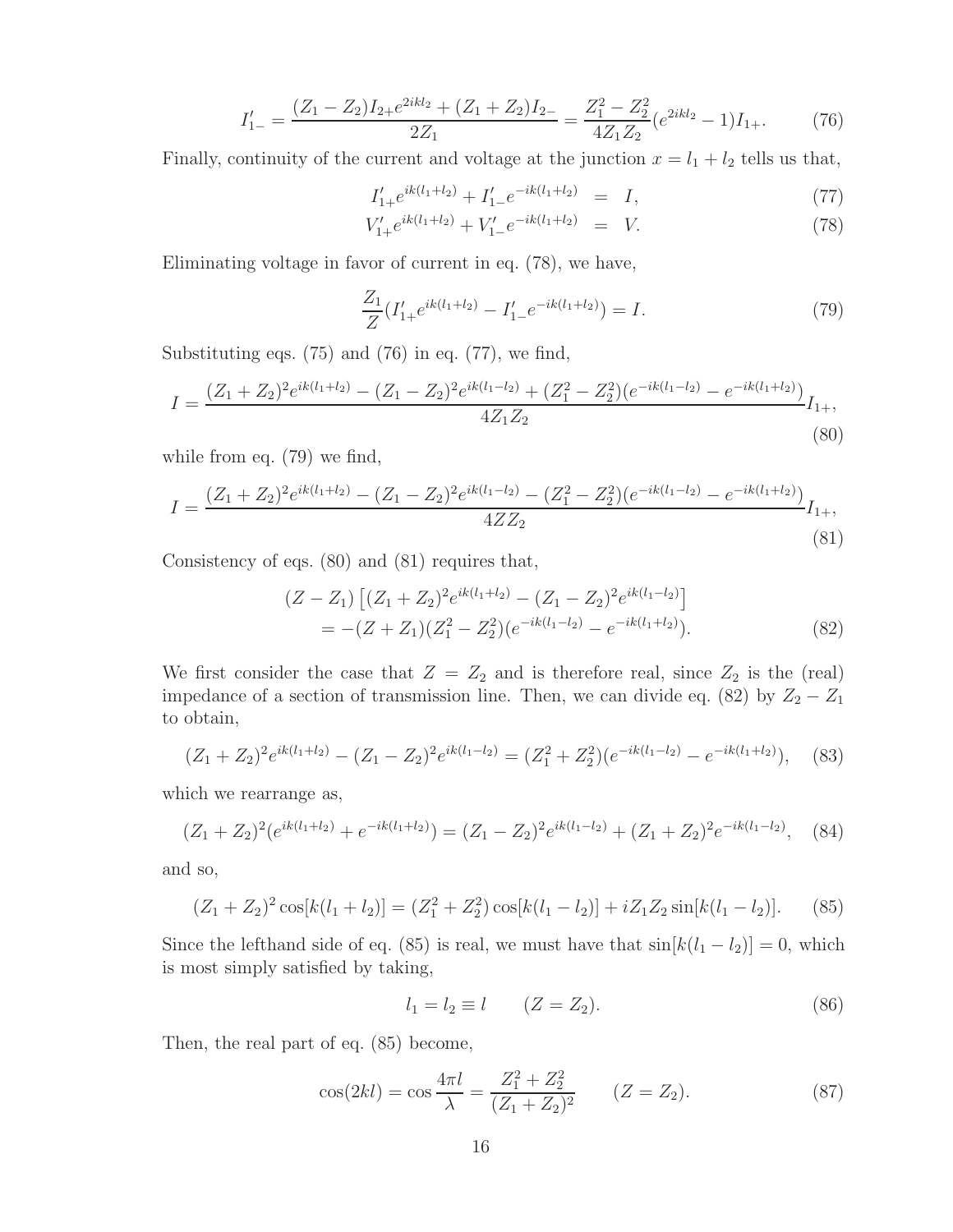$$I'_{1-} = \frac{(Z_1 - Z_2)I_{2+}e^{2ikl_2} + (Z_1 + Z_2)I_{2-}}{2Z_1} = \frac{Z_1^2 - Z_2^2}{4Z_1 Z_2}(e^{2ikl_2} - 1)I_{1+}. \tag{76}$$

Finally, continuity of the current and voltage at the junction $x = l_1 + l_2$ tells us that,

$$I'_{1+}e^{ik(l_1+l_2)} + I'_{1-}e^{-ik(l_1+l_2)} = I, \tag{77}$$

$$V'_{1+}e^{ik(l_1+l_2)} + V'_{1-}e^{-ik(l_1+l_2)} = V. \tag{78}$$

Eliminating voltage in favor of current in eq. (78), we have,

$$\frac{Z_1}{Z}(I'_{1+}e^{ik(l_1+l_2)} - I'_{1-}e^{-ik(l_1+l_2)}) = I. \tag{79}$$

Substituting eqs. (75) and (76) in eq. (77), we find,

$$I = \frac{(Z_1 + Z_2)^2 e^{ik(l_1+l_2)} - (Z_1 - Z_2)^2 e^{ik(l_1-l_2)} + (Z_1^2 - Z_2^2)(e^{-ik(l_1-l_2)} - e^{-ik(l_1+l_2)})}{4Z_1 Z_2} I_{1+}, \tag{80}$$

while from eq. (79) we find,

$$I = \frac{(Z_1 + Z_2)^2 e^{ik(l_1+l_2)} - (Z_1 - Z_2)^2 e^{ik(l_1-l_2)} - (Z_1^2 - Z_2^2)(e^{-ik(l_1-l_2)} - e^{-ik(l_1+l_2)})}{4ZZ_2} I_{1+}, \tag{81}$$

Consistency of eqs. (80) and (81) requires that,

$$\begin{aligned}(Z - Z_1)&\left[(Z_1 + Z_2)^2 e^{ik(l_1+l_2)} - (Z_1 - Z_2)^2 e^{ik(l_1-l_2)}\right] \\ &= -(Z + Z_1)(Z_1^2 - Z_2^2)(e^{-ik(l_1-l_2)} - e^{-ik(l_1+l_2)}).\end{aligned} \tag{82}$$

We first consider the case that $Z = Z_2$ and is therefore real, since $Z_2$ is the (real) impedance of a section of transmission line. Then, we can divide eq. (82) by $Z_2 - Z_1$ to obtain,

$$(Z_1 + Z_2)^2 e^{ik(l_1+l_2)} - (Z_1 - Z_2)^2 e^{ik(l_1-l_2)} = (Z_1^2 + Z_2^2)(e^{-ik(l_1-l_2)} - e^{-ik(l_1+l_2)}), \tag{83}$$

which we rearrange as,

$$(Z_1 + Z_2)^2(e^{ik(l_1+l_2)} + e^{-ik(l_1+l_2)}) = (Z_1 - Z_2)^2 e^{ik(l_1-l_2)} + (Z_1 + Z_2)^2 e^{-ik(l_1-l_2)}, \tag{84}$$

and so,

$$(Z_1 + Z_2)^2 \cos[k(l_1 + l_2)] = (Z_1^2 + Z_2^2)\cos[k(l_1 - l_2)] + iZ_1 Z_2 \sin[k(l_1 - l_2)]. \tag{85}$$

Since the lefthand side of eq. (85) is real, we must have that $\sin[k(l_1 - l_2)] = 0$, which is most simply satisfied by taking,

$$l_1 = l_2 \equiv l \qquad (Z = Z_2). \tag{86}$$

Then, the real part of eq. (85) become,

$$\cos(2kl) = \cos\frac{4\pi l}{\lambda} = \frac{Z_1^2 + Z_2^2}{(Z_1 + Z_2)^2} \qquad (Z = Z_2). \tag{87}$$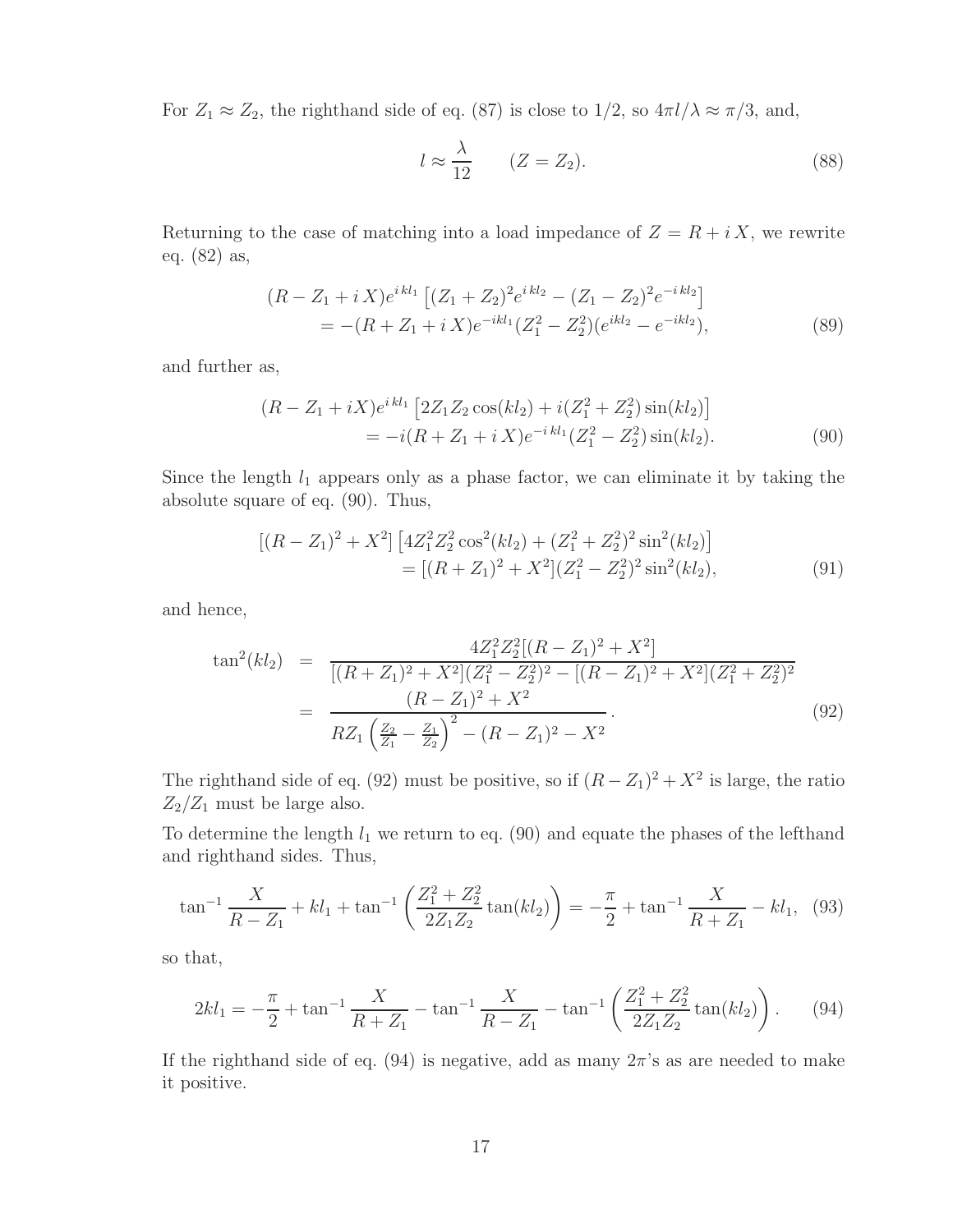For $Z_1 \approx Z_2$, the righthand side of eq. (87) is close to 1/2, so $4\pi l/\lambda \approx \pi/3$, and,

$$l \approx \frac{\lambda}{12} \qquad (Z = Z_2). \tag{88}$$

Returning to the case of matching into a load impedance of $Z = R + i\,X$, we rewrite eq. (82) as,

$$\begin{aligned}(R - Z_1 + i\,X)e^{i\,kl_1}\left[(Z_1 + Z_2)^2 e^{i\,kl_2} - (Z_1 - Z_2)^2 e^{-i\,kl_2}\right] \\ = -(R + Z_1 + i\,X)e^{-ikl_1}(Z_1^2 - Z_2^2)(e^{ikl_2} - e^{-ikl_2}),\end{aligned} \tag{89}$$

and further as,

$$\begin{aligned}(R - Z_1 + iX)e^{i\,kl_1}\left[2Z_1 Z_2 \cos(kl_2) + i(Z_1^2 + Z_2^2)\sin(kl_2)\right] \\ = -i(R + Z_1 + i\,X)e^{-i\,kl_1}(Z_1^2 - Z_2^2)\sin(kl_2).\end{aligned} \tag{90}$$

Since the length $l_1$ appears only as a phase factor, we can eliminate it by taking the absolute square of eq. (90). Thus,

$$\begin{aligned}[(R - Z_1)^2 + X^2]\left[4Z_1^2 Z_2^2 \cos^2(kl_2) + (Z_1^2 + Z_2^2)^2 \sin^2(kl_2)\right] \\ = [(R + Z_1)^2 + X^2](Z_1^2 - Z_2^2)^2 \sin^2(kl_2),\end{aligned} \tag{91}$$

and hence,

$$\begin{aligned}\tan^2(kl_2) &= \frac{4Z_1^2 Z_2^2[(R - Z_1)^2 + X^2]}{[(R + Z_1)^2 + X^2](Z_1^2 - Z_2^2)^2 - [(R - Z_1)^2 + X^2](Z_1^2 + Z_2^2)^2} \\ &= \frac{(R - Z_1)^2 + X^2}{RZ_1\left(\frac{Z_2}{Z_1} - \frac{Z_1}{Z_2}\right)^2 - (R - Z_1)^2 - X^2}.\end{aligned} \tag{92}$$

The righthand side of eq. (92) must be positive, so if $(R - Z_1)^2 + X^2$ is large, the ratio $Z_2/Z_1$ must be large also.

To determine the length $l_1$ we return to eq. (90) and equate the phases of the lefthand and righthand sides. Thus,

$$\tan^{-1}\frac{X}{R - Z_1} + kl_1 + \tan^{-1}\left(\frac{Z_1^2 + Z_2^2}{2Z_1 Z_2}\tan(kl_2)\right) = -\frac{\pi}{2} + \tan^{-1}\frac{X}{R + Z_1} - kl_1, \tag{93}$$

so that,

$$2kl_1 = -\frac{\pi}{2} + \tan^{-1}\frac{X}{R + Z_1} - \tan^{-1}\frac{X}{R - Z_1} - \tan^{-1}\left(\frac{Z_1^2 + Z_2^2}{2Z_1 Z_2}\tan(kl_2)\right). \tag{94}$$

If the righthand side of eq. (94) is negative, add as many $2\pi$'s as are needed to make it positive.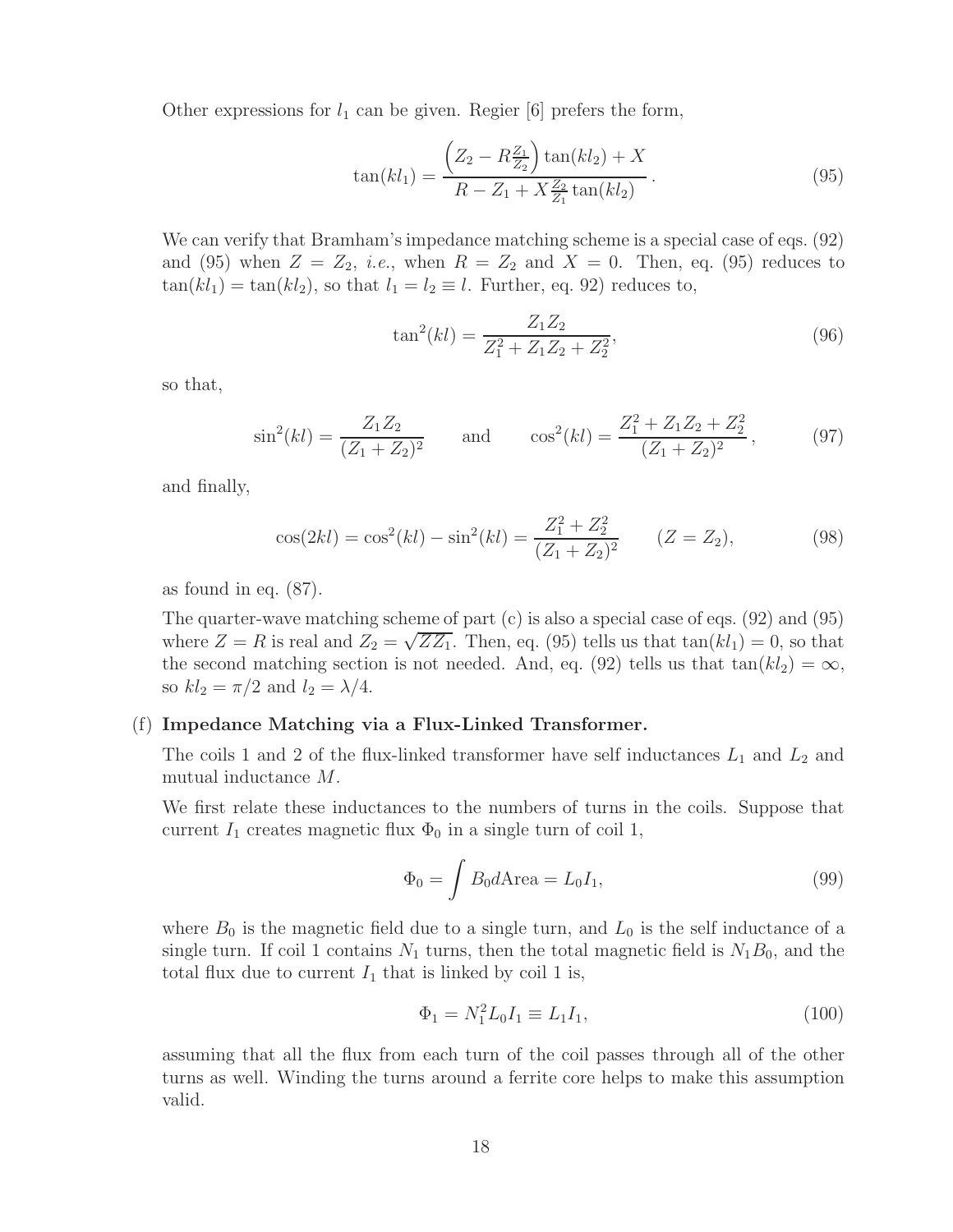Other expressions for $l_1$ can be given. Regier [6] prefers the form,

$$\tan(kl_1) = \frac{\left(Z_2 - R\frac{Z_1}{Z_2}\right)\tan(kl_2) + X}{R - Z_1 + X\frac{Z_2}{Z_1}\tan(kl_2)}\,. \tag{95}$$

We can verify that Bramham's impedance matching scheme is a special case of eqs. (92) and (95) when $Z = Z_2$, *i.e.*, when $R = Z_2$ and $X = 0$. Then, eq. (95) reduces to $\tan(kl_1) = \tan(kl_2)$, so that $l_1 = l_2 \equiv l$. Further, eq. 92) reduces to,

$$\tan^2(kl) = \frac{Z_1 Z_2}{Z_1^2 + Z_1 Z_2 + Z_2^2}, \tag{96}$$

so that,

$$\sin^2(kl) = \frac{Z_1 Z_2}{(Z_1 + Z_2)^2} \qquad \text{and} \qquad \cos^2(kl) = \frac{Z_1^2 + Z_1 Z_2 + Z_2^2}{(Z_1 + Z_2)^2}\,, \tag{97}$$

and finally,

$$\cos(2kl) = \cos^2(kl) - \sin^2(kl) = \frac{Z_1^2 + Z_2^2}{(Z_1 + Z_2)^2} \qquad (Z = Z_2), \tag{98}$$

as found in eq. (87).

The quarter-wave matching scheme of part (c) is also a special case of eqs. (92) and (95) where $Z = R$ is real and $Z_2 = \sqrt{ZZ_1}$. Then, eq. (95) tells us that $\tan(kl_1) = 0$, so that the second matching section is not needed. And, eq. (92) tells us that $\tan(kl_2) = \infty$, so $kl_2 = \pi/2$ and $l_2 = \lambda/4$.

(f) **Impedance Matching via a Flux-Linked Transformer.**

The coils 1 and 2 of the flux-linked transformer have self inductances $L_1$ and $L_2$ and mutual inductance $M$.

We first relate these inductances to the numbers of turns in the coils. Suppose that current $I_1$ creates magnetic flux $\Phi_0$ in a single turn of coil 1,

$$\Phi_0 = \int B_0 d\text{Area} = L_0 I_1, \tag{99}$$

where $B_0$ is the magnetic field due to a single turn, and $L_0$ is the self inductance of a single turn. If coil 1 contains $N_1$ turns, then the total magnetic field is $N_1 B_0$, and the total flux due to current $I_1$ that is linked by coil 1 is,

$$\Phi_1 = N_1^2 L_0 I_1 \equiv L_1 I_1, \tag{100}$$

assuming that all the flux from each turn of the coil passes through all of the other turns as well. Winding the turns around a ferrite core helps to make this assumption valid.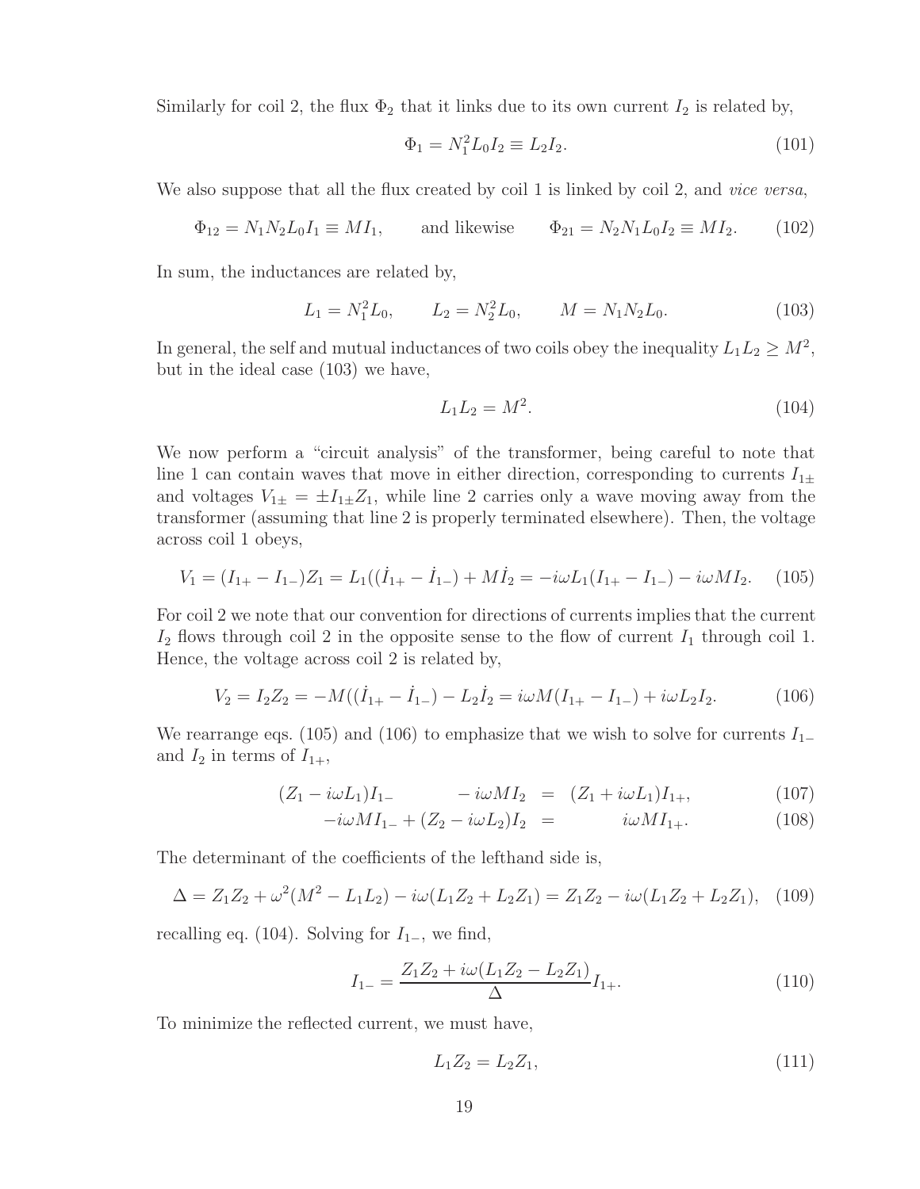Similarly for coil 2, the flux $\Phi_2$ that it links due to its own current $I_2$ is related by,

$$\Phi_1 = N_1^2 L_0 I_2 \equiv L_2 I_2. \tag{101}$$

We also suppose that all the flux created by coil 1 is linked by coil 2, and *vice versa*,

$$\Phi_{12} = N_1 N_2 L_0 I_1 \equiv M I_1, \qquad \text{and likewise} \qquad \Phi_{21} = N_2 N_1 L_0 I_2 \equiv M I_2. \tag{102}$$

In sum, the inductances are related by,

$$L_1 = N_1^2 L_0, \qquad L_2 = N_2^2 L_0, \qquad M = N_1 N_2 L_0. \tag{103}$$

In general, the self and mutual inductances of two coils obey the inequality $L_1 L_2 \geq M^2$, but in the ideal case (103) we have,

$$L_1 L_2 = M^2. \tag{104}$$

We now perform a "circuit analysis" of the transformer, being careful to note that line 1 can contain waves that move in either direction, corresponding to currents $I_{1\pm}$ and voltages $V_{1\pm} = \pm I_{1\pm} Z_1$, while line 2 carries only a wave moving away from the transformer (assuming that line 2 is properly terminated elsewhere). Then, the voltage across coil 1 obeys,

$$V_1 = (I_{1+} - I_{1-}) Z_1 = L_1((\dot{I}_{1+} - \dot{I}_{1-}) + M \dot{I}_2 = -i\omega L_1 (I_{1+} - I_{1-}) - i\omega M I_2. \tag{105}$$

For coil 2 we note that our convention for directions of currents implies that the current $I_2$ flows through coil 2 in the opposite sense to the flow of current $I_1$ through coil 1. Hence, the voltage across coil 2 is related by,

$$V_2 = I_2 Z_2 = -M((\dot{I}_{1+} - \dot{I}_{1-}) - L_2 \dot{I}_2 = i\omega M (I_{1+} - I_{1-}) + i\omega L_2 I_2. \tag{106}$$

We rearrange eqs. (105) and (106) to emphasize that we wish to solve for currents $I_{1-}$ and $I_2$ in terms of $I_{1+}$,

$$(Z_1 - i\omega L_1) I_{1-} \qquad - i\omega M I_2 \;=\; (Z_1 + i\omega L_1) I_{1+}, \tag{107}$$

$$-i\omega M I_{1-} + (Z_2 - i\omega L_2) I_2 \;=\; i\omega M I_{1+}. \tag{108}$$

The determinant of the coefficients of the lefthand side is,

$$\Delta = Z_1 Z_2 + \omega^2 (M^2 - L_1 L_2) - i\omega (L_1 Z_2 + L_2 Z_1) = Z_1 Z_2 - i\omega (L_1 Z_2 + L_2 Z_1), \tag{109}$$

recalling eq. (104). Solving for $I_{1-}$, we find,

$$I_{1-} = \frac{Z_1 Z_2 + i\omega (L_1 Z_2 - L_2 Z_1)}{\Delta} I_{1+}. \tag{110}$$

To minimize the reflected current, we must have,

$$L_1 Z_2 = L_2 Z_1, \tag{111}$$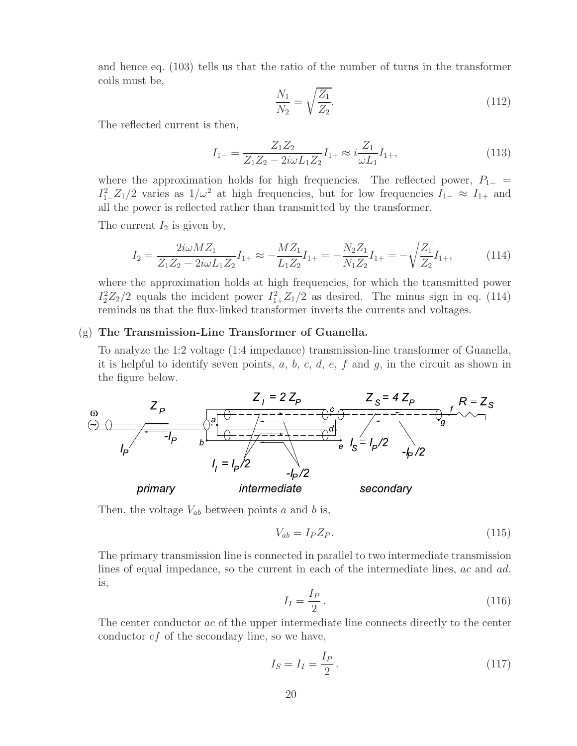and hence eq. (103) tells us that the ratio of the number of turns in the transformer coils must be,

$$\frac{N_1}{N_2} = \sqrt{\frac{Z_1}{Z_2}}. \tag{112}$$

The reflected current is then,

$$I_{1-} = \frac{Z_1 Z_2}{Z_1 Z_2 - 2i\omega L_1 Z_2} I_{1+} \approx i\frac{Z_1}{\omega L_1} I_{1+}, \tag{113}$$

where the approximation holds for high frequencies. The reflected power, $P_{1-} = I_{1-}^2 Z_1/2$ varies as $1/\omega^2$ at high frequencies, but for low frequencies $I_{1-} \approx I_{1+}$ and all the power is reflected rather than transmitted by the transformer.

The current $I_2$ is given by,

$$I_2 = \frac{2i\omega M Z_1}{Z_1 Z_2 - 2i\omega L_1 Z_2} I_{1+} \approx -\frac{M Z_1}{L_1 Z_2} I_{1+} = -\frac{N_2 Z_1}{N_1 Z_2} I_{1+} = -\sqrt{\frac{Z_1}{Z_2}} I_{1+}, \tag{114}$$

where the approximation holds at high frequencies, for which the transmitted power $I_2^2 Z_2/2$ equals the incident power $I_{1+}^2 Z_1/2$ as desired. The minus sign in eq. (114) reminds us that the flux-linked transformer inverts the currents and voltages.

(g) **The Transmission-Line Transformer of Guanella.**

To analyze the 1:2 voltage (1:4 impedance) transmission-line transformer of Guanella, it is helpful to identify seven points, $a$, $b$, $c$, $d$, $e$, $f$ and $g$, in the circuit as shown in the figure below.

Then, the voltage $V_{ab}$ between points $a$ and $b$ is,

$$V_{ab} = I_P Z_P. \tag{115}$$

The primary transmission line is connected in parallel to two intermediate transmission lines of equal impedance, so the current in each of the intermediate lines, $ac$ and $ad$, is,

$$I_I = \frac{I_P}{2}\,. \tag{116}$$

The center conductor $ac$ of the upper intermediate line connects directly to the center conductor $cf$ of the secondary line, so we have,

$$I_S = I_I = \frac{I_P}{2}\,. \tag{117}$$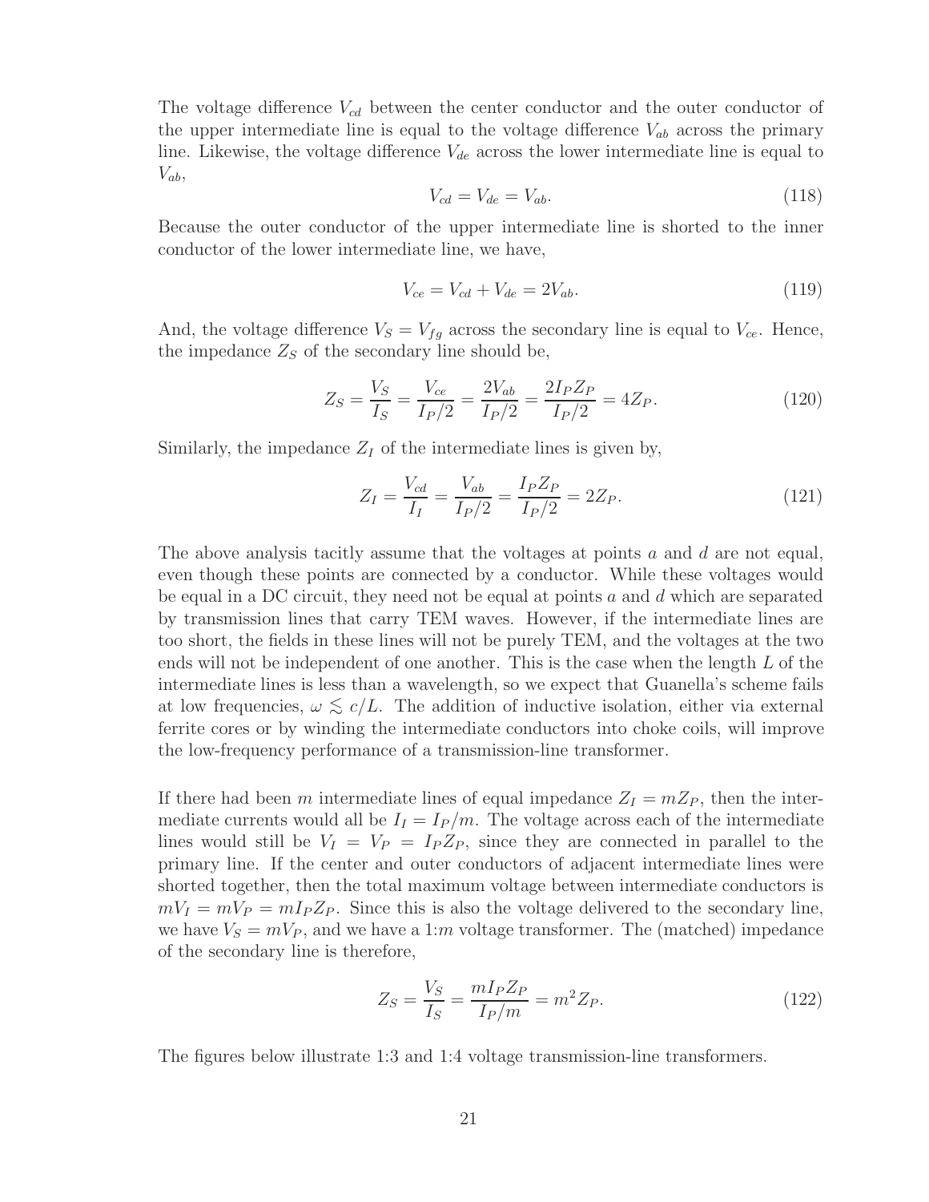The voltage difference $V_{cd}$ between the center conductor and the outer conductor of the upper intermediate line is equal to the voltage difference $V_{ab}$ across the primary line. Likewise, the voltage difference $V_{de}$ across the lower intermediate line is equal to $V_{ab}$,

$$V_{cd} = V_{de} = V_{ab}. \tag{118}$$

Because the outer conductor of the upper intermediate line is shorted to the inner conductor of the lower intermediate line, we have,

$$V_{ce} = V_{cd} + V_{de} = 2V_{ab}. \tag{119}$$

And, the voltage difference $V_S = V_{fg}$ across the secondary line is equal to $V_{ce}$. Hence, the impedance $Z_S$ of the secondary line should be,

$$Z_S = \frac{V_S}{I_S} = \frac{V_{ce}}{I_P/2} = \frac{2V_{ab}}{I_P/2} = \frac{2I_P Z_P}{I_P/2} = 4Z_P. \tag{120}$$

Similarly, the impedance $Z_I$ of the intermediate lines is given by,

$$Z_I = \frac{V_{cd}}{I_I} = \frac{V_{ab}}{I_P/2} = \frac{I_P Z_P}{I_P/2} = 2Z_P. \tag{121}$$

The above analysis tacitly assume that the voltages at points $a$ and $d$ are not equal, even though these points are connected by a conductor. While these voltages would be equal in a DC circuit, they need not be equal at points $a$ and $d$ which are separated by transmission lines that carry TEM waves. However, if the intermediate lines are too short, the fields in these lines will not be purely TEM, and the voltages at the two ends will not be independent of one another. This is the case when the length $L$ of the intermediate lines is less than a wavelength, so we expect that Guanella's scheme fails at low frequencies, $\omega \lesssim c/L$. The addition of inductive isolation, either via external ferrite cores or by winding the intermediate conductors into choke coils, will improve the low-frequency performance of a transmission-line transformer.

If there had been $m$ intermediate lines of equal impedance $Z_I = mZ_P$, then the intermediate currents would all be $I_I = I_P/m$. The voltage across each of the intermediate lines would still be $V_I = V_P = I_P Z_P$, since they are connected in parallel to the primary line. If the center and outer conductors of adjacent intermediate lines were shorted together, then the total maximum voltage between intermediate conductors is $mV_I = mV_P = mI_P Z_P$. Since this is also the voltage delivered to the secondary line, we have $V_S = mV_P$, and we have a 1:$m$ voltage transformer. The (matched) impedance of the secondary line is therefore,

$$Z_S = \frac{V_S}{I_S} = \frac{mI_P Z_P}{I_P/m} = m^2 Z_P. \tag{122}$$

The figures below illustrate 1:3 and 1:4 voltage transmission-line transformers.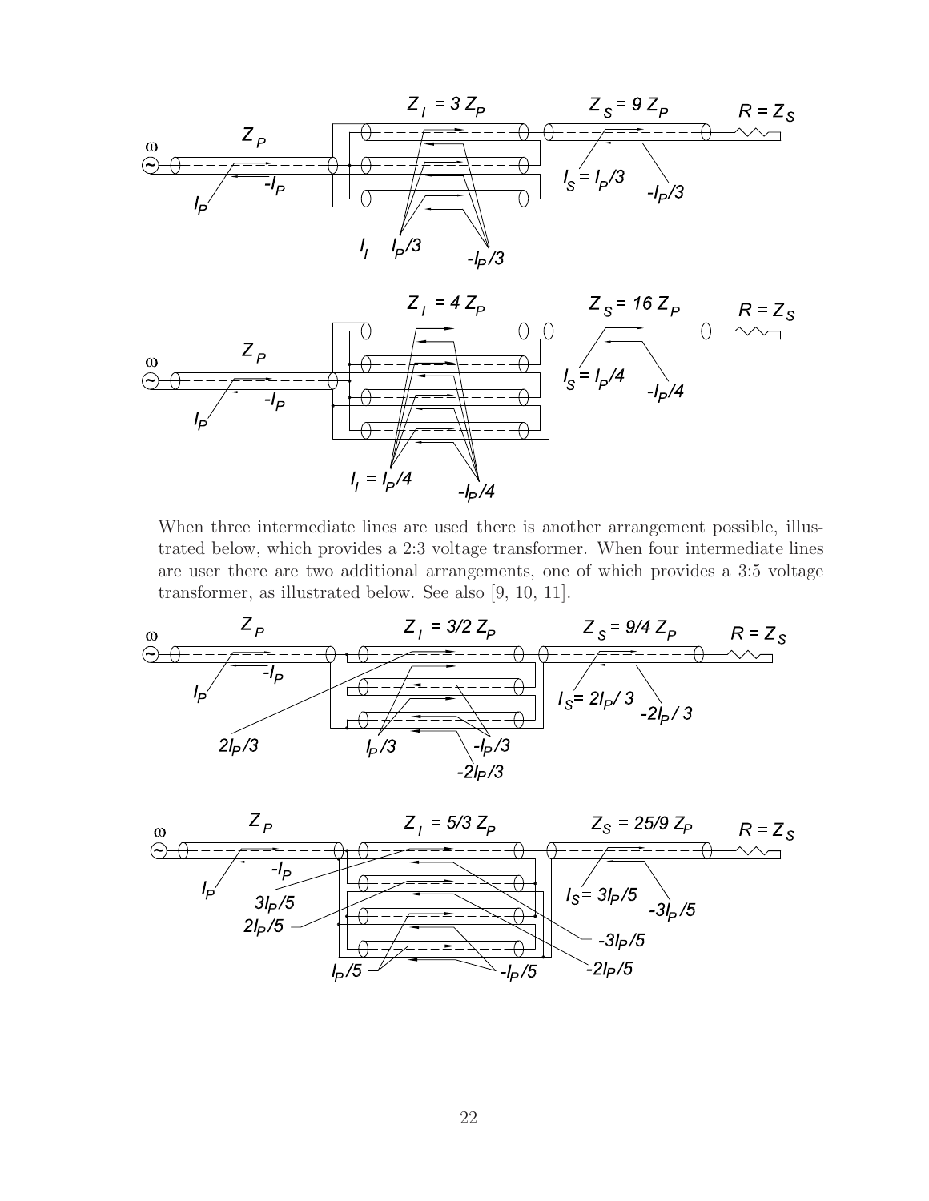When three intermediate lines are used there is another arrangement possible, illustrated below, which provides a 2:3 voltage transformer. When four intermediate lines are user there are two additional arrangements, one of which provides a 3:5 voltage transformer, as illustrated below. See also [9, 10, 11].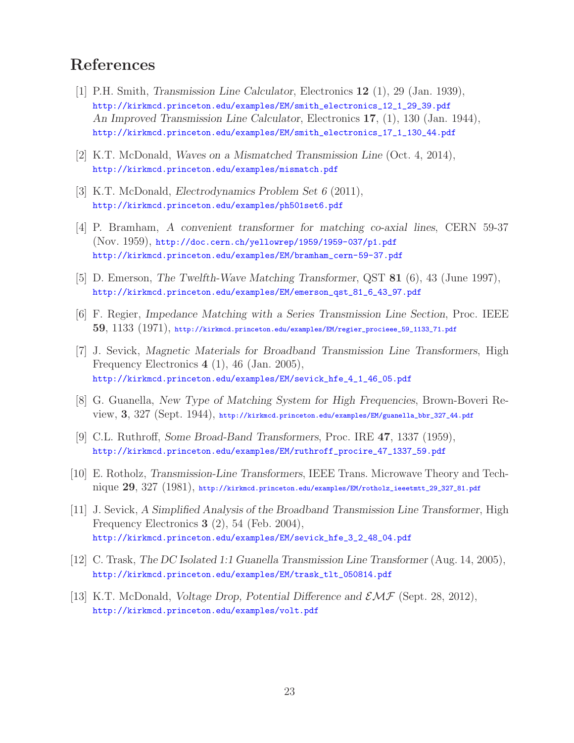## References

[1] P.H. Smith, *Transmission Line Calculator*, Electronics **12** (1), 29 (Jan. 1939), http://kirkmcd.princeton.edu/examples/EM/smith_electronics_12_1_29_39.pdf
*An Improved Transmission Line Calculator*, Electronics **17**, (1), 130 (Jan. 1944), http://kirkmcd.princeton.edu/examples/EM/smith_electronics_17_1_130_44.pdf

[2] K.T. McDonald, *Waves on a Mismatched Transmission Line* (Oct. 4, 2014), http://kirkmcd.princeton.edu/examples/mismatch.pdf

[3] K.T. McDonald, *Electrodynamics Problem Set 6* (2011), http://kirkmcd.princeton.edu/examples/ph501set6.pdf

[4] P. Bramham, *A convenient transformer for matching co-axial lines*, CERN 59-37 (Nov. 1959), http://doc.cern.ch/yellowrep/1959/1959-037/p1.pdf
http://kirkmcd.princeton.edu/examples/EM/bramham_cern-59-37.pdf

[5] D. Emerson, *The Twelfth-Wave Matching Transformer*, QST **81** (6), 43 (June 1997), http://kirkmcd.princeton.edu/examples/EM/emerson_qst_81_6_43_97.pdf

[6] F. Regier, *Impedance Matching with a Series Transmission Line Section*, Proc. IEEE **59**, 1133 (1971), http://kirkmcd.princeton.edu/examples/EM/regier_procieee_59_1133_71.pdf

[7] J. Sevick, *Magnetic Materials for Broadband Transmission Line Transformers*, High Frequency Electronics **4** (1), 46 (Jan. 2005), http://kirkmcd.princeton.edu/examples/EM/sevick_hfe_4_1_46_05.pdf

[8] G. Guanella, *New Type of Matching System for High Frequencies*, Brown-Boveri Review, **3**, 327 (Sept. 1944), http://kirkmcd.princeton.edu/examples/EM/guanella_bbr_327_44.pdf

[9] C.L. Ruthroff, *Some Broad-Band Transformers*, Proc. IRE **47**, 1337 (1959), http://kirkmcd.princeton.edu/examples/EM/ruthroff_procire_47_1337_59.pdf

[10] E. Rotholz, *Transmission-Line Transformers*, IEEE Trans. Microwave Theory and Technique **29**, 327 (1981), http://kirkmcd.princeton.edu/examples/EM/rotholz_ieeetmtt_29_327_81.pdf

[11] J. Sevick, *A Simplified Analysis of the Broadband Transmission Line Transformer*, High Frequency Electronics **3** (2), 54 (Feb. 2004), http://kirkmcd.princeton.edu/examples/EM/sevick_hfe_3_2_48_04.pdf

[12] C. Trask, *The DC Isolated 1:1 Guanella Transmission Line Transformer* (Aug. 14, 2005), http://kirkmcd.princeton.edu/examples/EM/trask_tlt_050814.pdf

[13] K.T. McDonald, *Voltage Drop, Potential Difference and $\mathcal{EMF}$* (Sept. 28, 2012), http://kirkmcd.princeton.edu/examples/volt.pdf